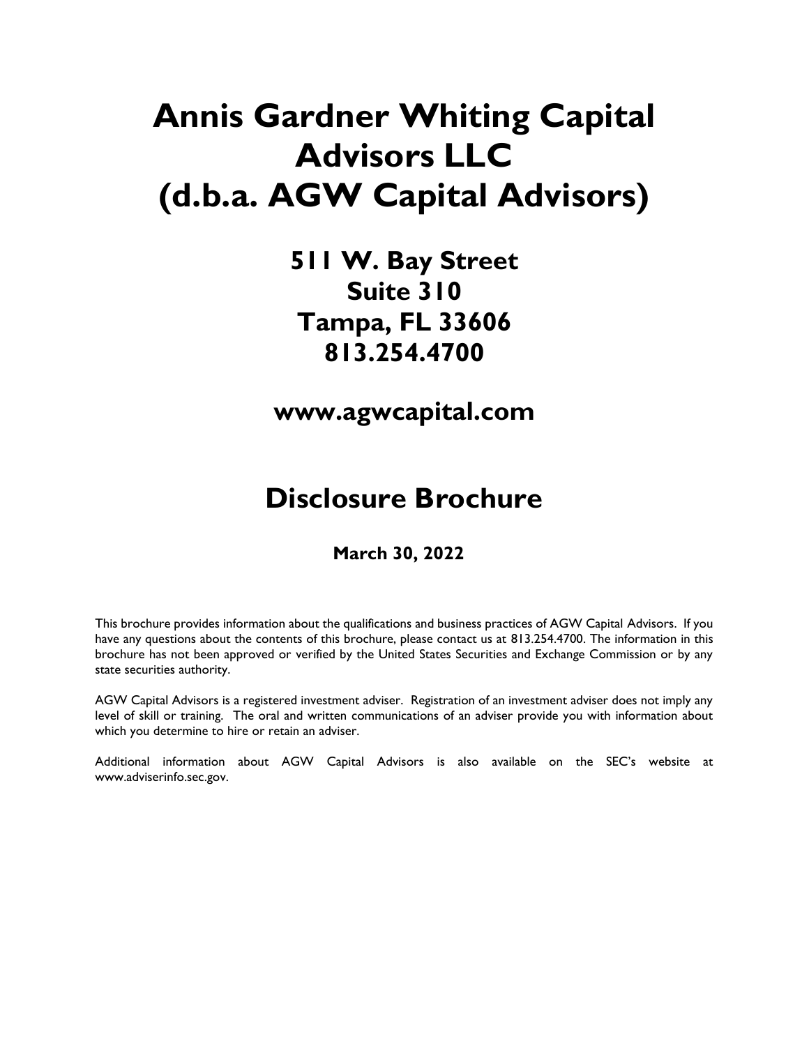# Annis Gardner Whiting Capital Advisors LLC (d.b.a. AGW Capital Advisors)

**511 W. Bay Street**
**Suite 310**
**Tampa, FL 33606**
**813.254.4700**

**www.agwcapital.com**

## Disclosure Brochure

**March 30, 2022**

This brochure provides information about the qualifications and business practices of AGW Capital Advisors. If you have any questions about the contents of this brochure, please contact us at 813.254.4700. The information in this brochure has not been approved or verified by the United States Securities and Exchange Commission or by any state securities authority.

AGW Capital Advisors is a registered investment adviser. Registration of an investment adviser does not imply any level of skill or training. The oral and written communications of an adviser provide you with information about which you determine to hire or retain an adviser.

Additional information about AGW Capital Advisors is also available on the SEC's website at www.adviserinfo.sec.gov.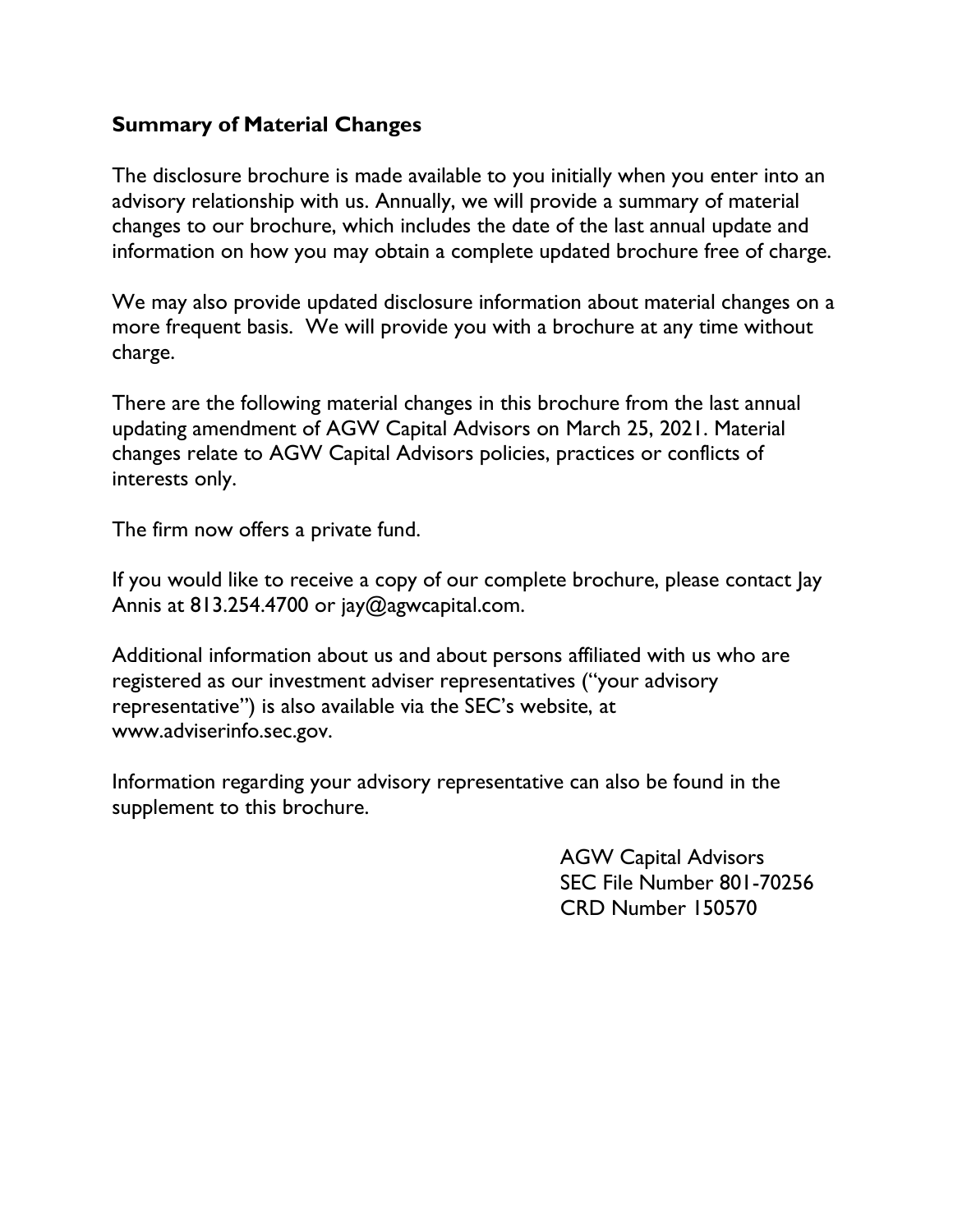## Summary of Material Changes

The disclosure brochure is made available to you initially when you enter into an advisory relationship with us. Annually, we will provide a summary of material changes to our brochure, which includes the date of the last annual update and information on how you may obtain a complete updated brochure free of charge.

We may also provide updated disclosure information about material changes on a more frequent basis. We will provide you with a brochure at any time without charge.

There are the following material changes in this brochure from the last annual updating amendment of AGW Capital Advisors on March 25, 2021. Material changes relate to AGW Capital Advisors policies, practices or conflicts of interests only.

The firm now offers a private fund.

If you would like to receive a copy of our complete brochure, please contact Jay Annis at 813.254.4700 or jay@agwcapital.com.

Additional information about us and about persons affiliated with us who are registered as our investment adviser representatives ("your advisory representative") is also available via the SEC's website, at www.adviserinfo.sec.gov.

Information regarding your advisory representative can also be found in the supplement to this brochure.

AGW Capital Advisors
SEC File Number 801-70256
CRD Number 150570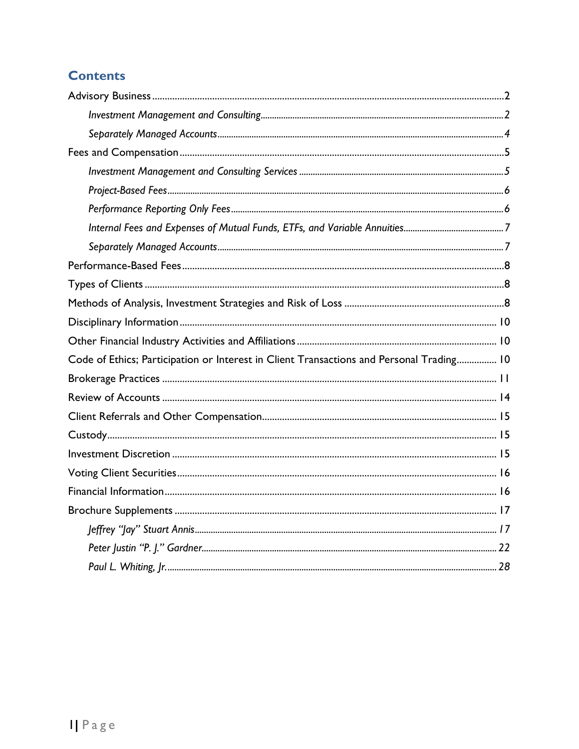## Contents

Advisory Business ........ 2

*Investment Management and Consulting* ........ 2

*Separately Managed Accounts* ........ 4

Fees and Compensation ........ 5

*Investment Management and Consulting Services* ........ 5

*Project-Based Fees* ........ 6

*Performance Reporting Only Fees* ........ 6

*Internal Fees and Expenses of Mutual Funds, ETFs, and Variable Annuities* ........ 7

*Separately Managed Accounts* ........ 7

Performance-Based Fees ........ 8

Types of Clients ........ 8

Methods of Analysis, Investment Strategies and Risk of Loss ........ 8

Disciplinary Information ........ 10

Other Financial Industry Activities and Affiliations ........ 10

Code of Ethics; Participation or Interest in Client Transactions and Personal Trading ........ 10

Brokerage Practices ........ 11

Review of Accounts ........ 14

Client Referrals and Other Compensation ........ 15

Custody ........ 15

Investment Discretion ........ 15

Voting Client Securities ........ 16

Financial Information ........ 16

Brochure Supplements ........ 17

*Jeffrey "Jay" Stuart Annis* ........ 17

*Peter Justin "P. J." Gardner* ........ 22

*Paul L. Whiting, Jr.* ........ 28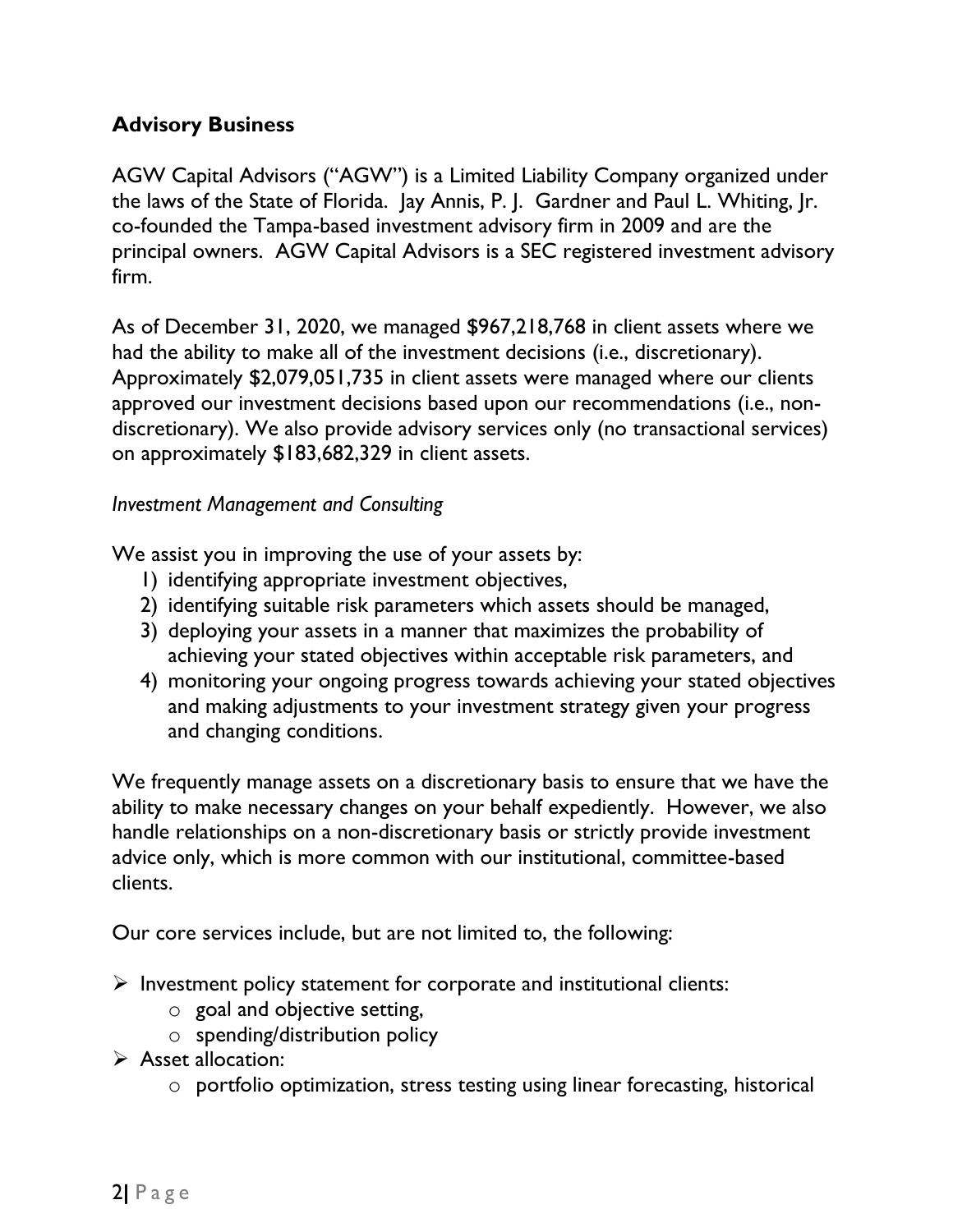## Advisory Business

AGW Capital Advisors ("AGW") is a Limited Liability Company organized under the laws of the State of Florida. Jay Annis, P. J. Gardner and Paul L. Whiting, Jr. co-founded the Tampa-based investment advisory firm in 2009 and are the principal owners. AGW Capital Advisors is a SEC registered investment advisory firm.

As of December 31, 2020, we managed $967,218,768 in client assets where we had the ability to make all of the investment decisions (i.e., discretionary). Approximately $2,079,051,735 in client assets were managed where our clients approved our investment decisions based upon our recommendations (i.e., non-discretionary). We also provide advisory services only (no transactional services) on approximately $183,682,329 in client assets.

*Investment Management and Consulting*

We assist you in improving the use of your assets by:

1) identifying appropriate investment objectives,
2) identifying suitable risk parameters which assets should be managed,
3) deploying your assets in a manner that maximizes the probability of achieving your stated objectives within acceptable risk parameters, and
4) monitoring your ongoing progress towards achieving your stated objectives and making adjustments to your investment strategy given your progress and changing conditions.

We frequently manage assets on a discretionary basis to ensure that we have the ability to make necessary changes on your behalf expediently. However, we also handle relationships on a non-discretionary basis or strictly provide investment advice only, which is more common with our institutional, committee-based clients.

Our core services include, but are not limited to, the following:

- Investment policy statement for corporate and institutional clients:
  - goal and objective setting,
  - spending/distribution policy
- Asset allocation:
  - portfolio optimization, stress testing using linear forecasting, historical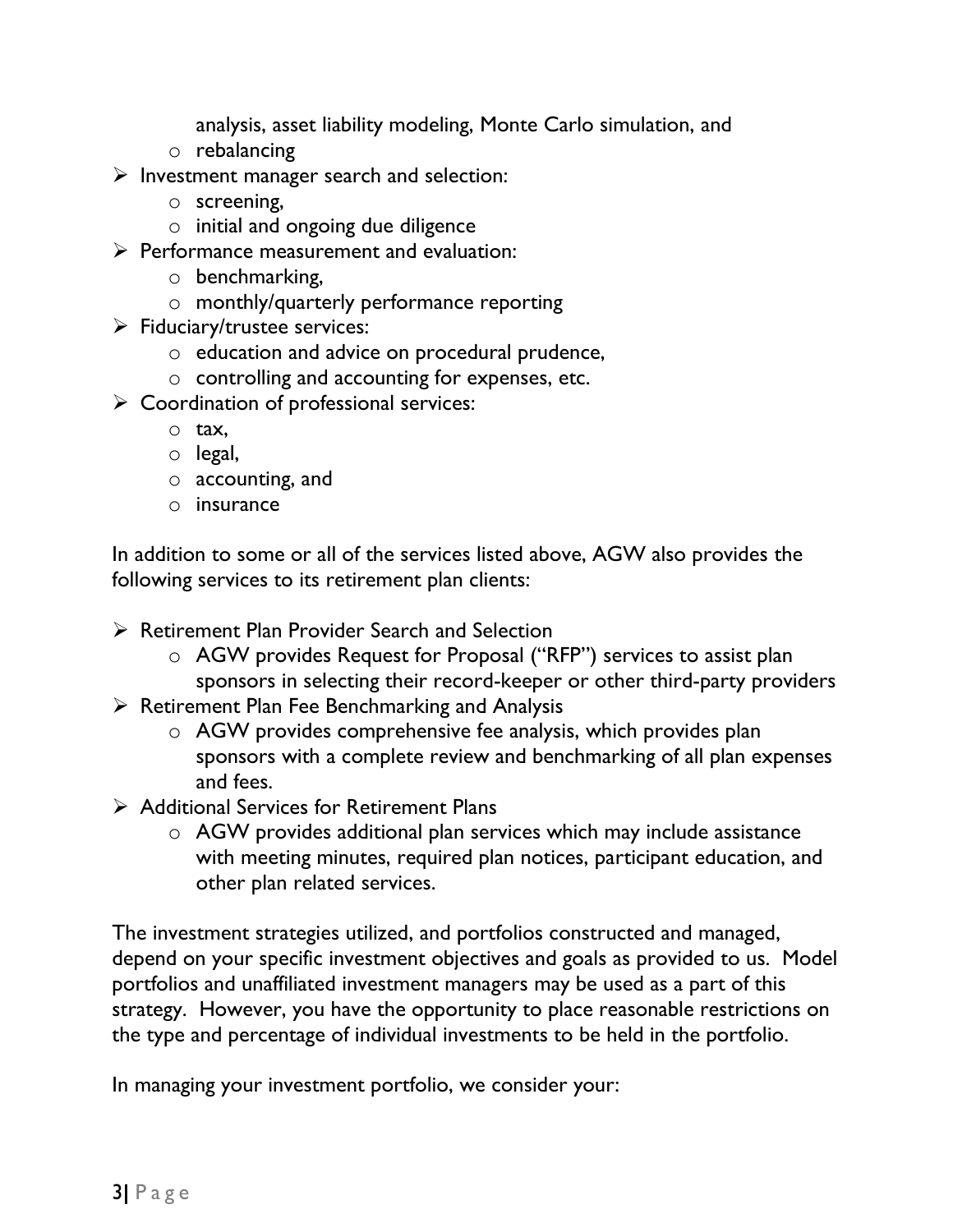analysis, asset liability modeling, Monte Carlo simulation, and
    - rebalancing

- Investment manager search and selection:
    - screening,
    - initial and ongoing due diligence
- Performance measurement and evaluation:
    - benchmarking,
    - monthly/quarterly performance reporting
- Fiduciary/trustee services:
    - education and advice on procedural prudence,
    - controlling and accounting for expenses, etc.
- Coordination of professional services:
    - tax,
    - legal,
    - accounting, and
    - insurance

In addition to some or all of the services listed above, AGW also provides the following services to its retirement plan clients:

- Retirement Plan Provider Search and Selection
    - AGW provides Request for Proposal ("RFP") services to assist plan sponsors in selecting their record-keeper or other third-party providers
- Retirement Plan Fee Benchmarking and Analysis
    - AGW provides comprehensive fee analysis, which provides plan sponsors with a complete review and benchmarking of all plan expenses and fees.
- Additional Services for Retirement Plans
    - AGW provides additional plan services which may include assistance with meeting minutes, required plan notices, participant education, and other plan related services.

The investment strategies utilized, and portfolios constructed and managed, depend on your specific investment objectives and goals as provided to us. Model portfolios and unaffiliated investment managers may be used as a part of this strategy. However, you have the opportunity to place reasonable restrictions on the type and percentage of individual investments to be held in the portfolio.

In managing your investment portfolio, we consider your: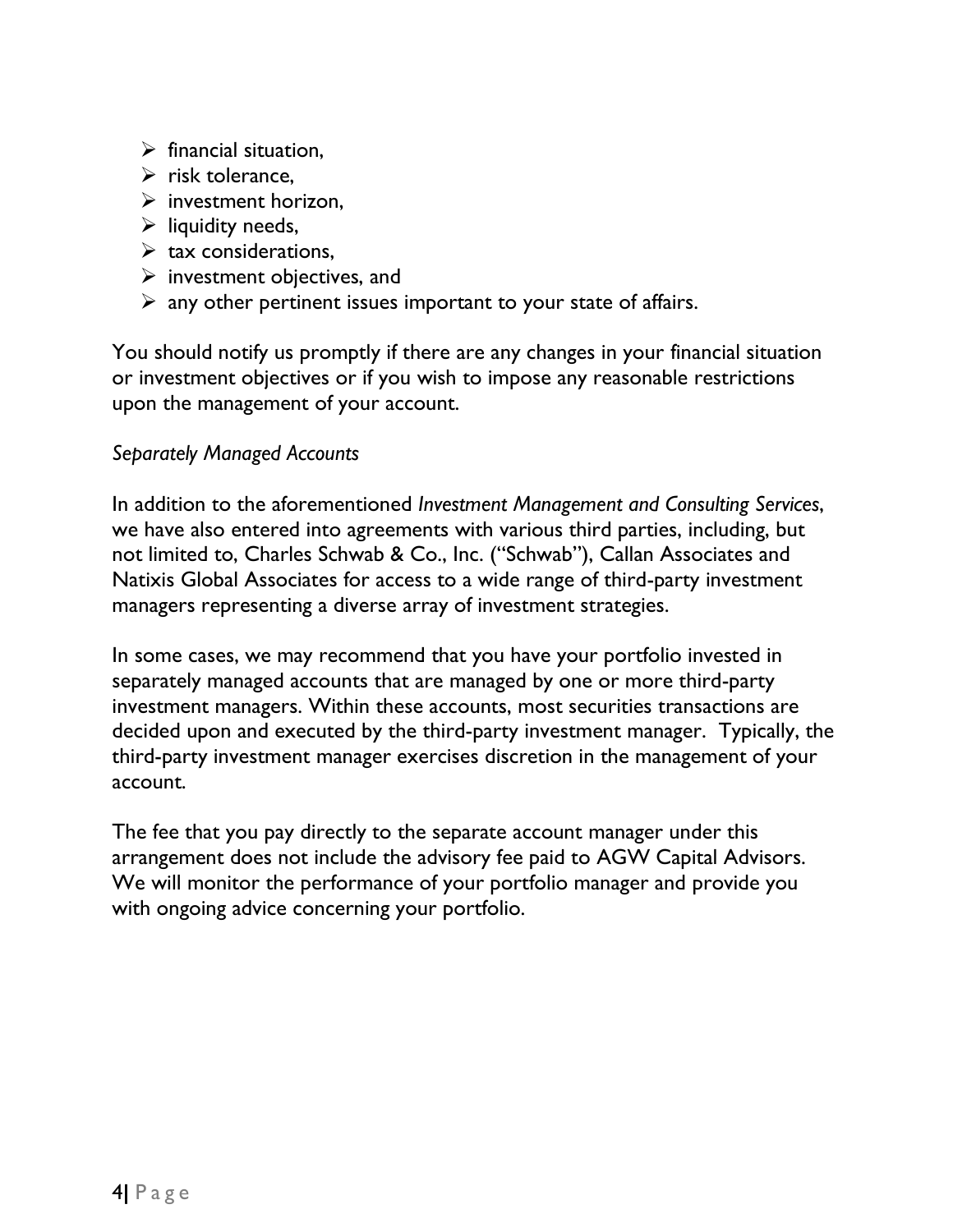- financial situation,
- risk tolerance,
- investment horizon,
- liquidity needs,
- tax considerations,
- investment objectives, and
- any other pertinent issues important to your state of affairs.

You should notify us promptly if there are any changes in your financial situation or investment objectives or if you wish to impose any reasonable restrictions upon the management of your account.

*Separately Managed Accounts*

In addition to the aforementioned *Investment Management and Consulting Services*, we have also entered into agreements with various third parties, including, but not limited to, Charles Schwab & Co., Inc. ("Schwab"), Callan Associates and Natixis Global Associates for access to a wide range of third-party investment managers representing a diverse array of investment strategies.

In some cases, we may recommend that you have your portfolio invested in separately managed accounts that are managed by one or more third-party investment managers. Within these accounts, most securities transactions are decided upon and executed by the third-party investment manager. Typically, the third-party investment manager exercises discretion in the management of your account.

The fee that you pay directly to the separate account manager under this arrangement does not include the advisory fee paid to AGW Capital Advisors. We will monitor the performance of your portfolio manager and provide you with ongoing advice concerning your portfolio.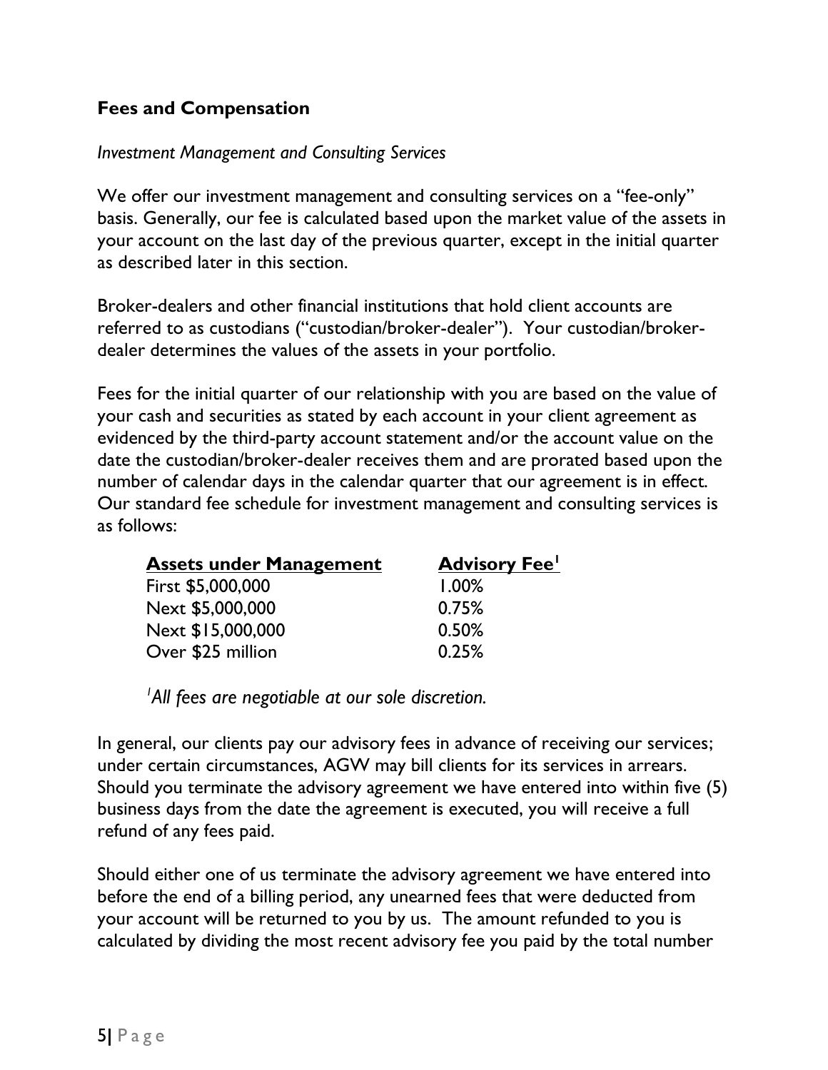## Fees and Compensation

*Investment Management and Consulting Services*

We offer our investment management and consulting services on a "fee-only" basis. Generally, our fee is calculated based upon the market value of the assets in your account on the last day of the previous quarter, except in the initial quarter as described later in this section.

Broker-dealers and other financial institutions that hold client accounts are referred to as custodians ("custodian/broker-dealer"). Your custodian/broker-dealer determines the values of the assets in your portfolio.

Fees for the initial quarter of our relationship with you are based on the value of your cash and securities as stated by each account in your client agreement as evidenced by the third-party account statement and/or the account value on the date the custodian/broker-dealer receives them and are prorated based upon the number of calendar days in the calendar quarter that our agreement is in effect. Our standard fee schedule for investment management and consulting services is as follows:

| Assets under Management | Advisory Fee[1] |
| --- | --- |
| First $5,000,000 | 1.00% |
| Next $5,000,000 | 0.75% |
| Next $15,000,000 | 0.50% |
| Over $25 million | 0.25% |

*[1]All fees are negotiable at our sole discretion.*

In general, our clients pay our advisory fees in advance of receiving our services; under certain circumstances, AGW may bill clients for its services in arrears. Should you terminate the advisory agreement we have entered into within five (5) business days from the date the agreement is executed, you will receive a full refund of any fees paid.

Should either one of us terminate the advisory agreement we have entered into before the end of a billing period, any unearned fees that were deducted from your account will be returned to you by us. The amount refunded to you is calculated by dividing the most recent advisory fee you paid by the total number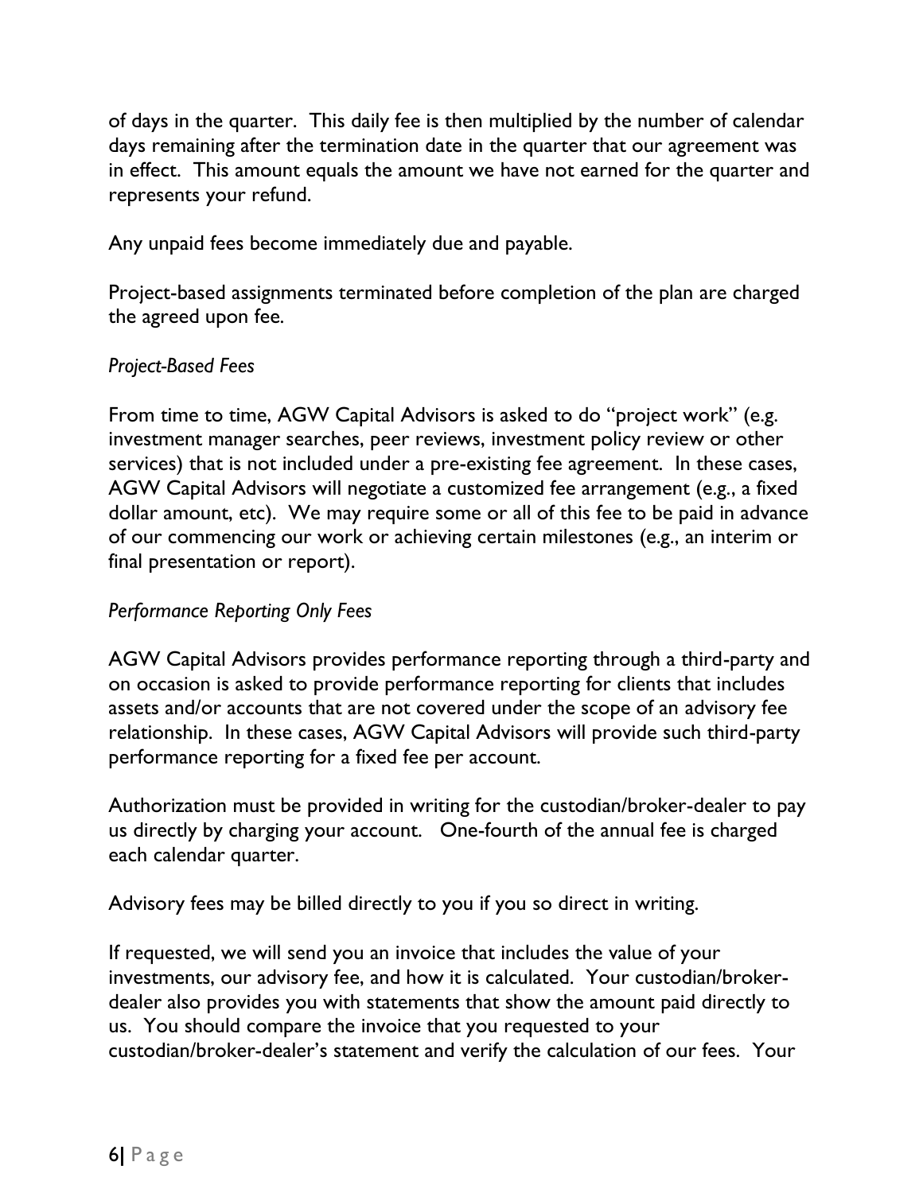of days in the quarter. This daily fee is then multiplied by the number of calendar days remaining after the termination date in the quarter that our agreement was in effect. This amount equals the amount we have not earned for the quarter and represents your refund.

Any unpaid fees become immediately due and payable.

Project-based assignments terminated before completion of the plan are charged the agreed upon fee.

*Project-Based Fees*

From time to time, AGW Capital Advisors is asked to do "project work" (e.g. investment manager searches, peer reviews, investment policy review or other services) that is not included under a pre-existing fee agreement. In these cases, AGW Capital Advisors will negotiate a customized fee arrangement (e.g., a fixed dollar amount, etc). We may require some or all of this fee to be paid in advance of our commencing our work or achieving certain milestones (e.g., an interim or final presentation or report).

*Performance Reporting Only Fees*

AGW Capital Advisors provides performance reporting through a third-party and on occasion is asked to provide performance reporting for clients that includes assets and/or accounts that are not covered under the scope of an advisory fee relationship. In these cases, AGW Capital Advisors will provide such third-party performance reporting for a fixed fee per account.

Authorization must be provided in writing for the custodian/broker-dealer to pay us directly by charging your account. One-fourth of the annual fee is charged each calendar quarter.

Advisory fees may be billed directly to you if you so direct in writing.

If requested, we will send you an invoice that includes the value of your investments, our advisory fee, and how it is calculated. Your custodian/broker-dealer also provides you with statements that show the amount paid directly to us. You should compare the invoice that you requested to your custodian/broker-dealer's statement and verify the calculation of our fees. Your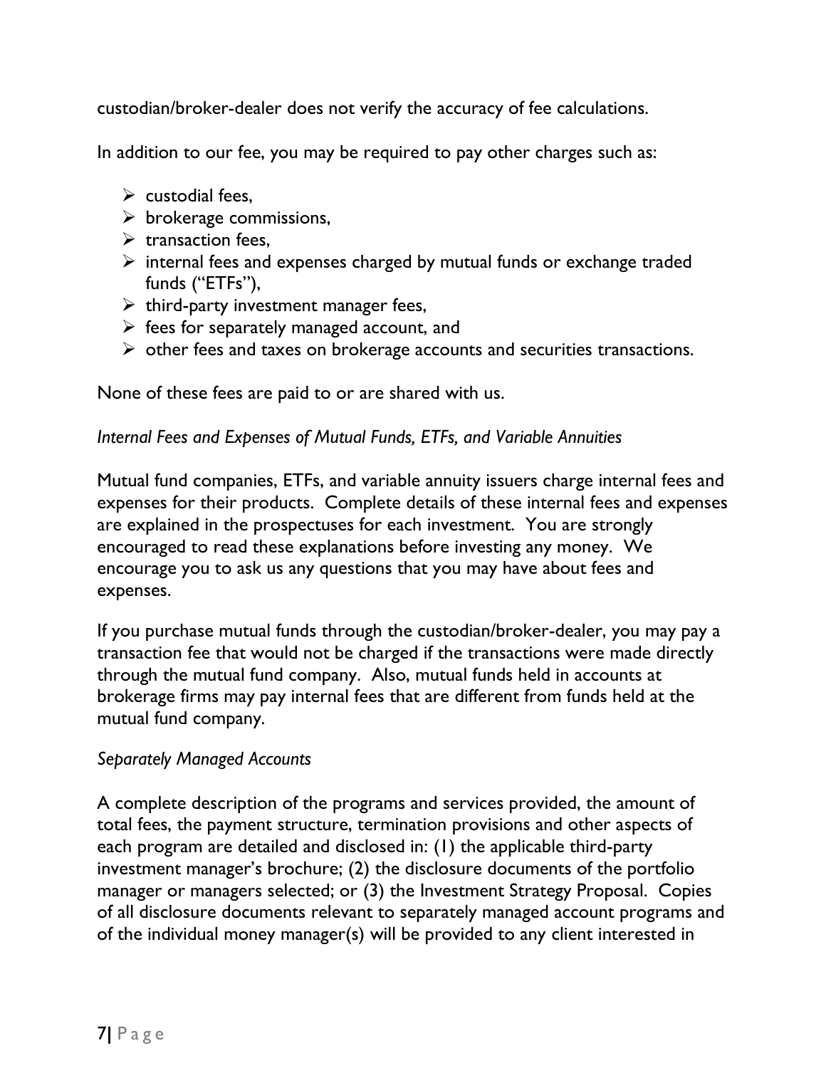custodian/broker-dealer does not verify the accuracy of fee calculations.

In addition to our fee, you may be required to pay other charges such as:

- custodial fees,
- brokerage commissions,
- transaction fees,
- internal fees and expenses charged by mutual funds or exchange traded funds ("ETFs"),
- third-party investment manager fees,
- fees for separately managed account, and
- other fees and taxes on brokerage accounts and securities transactions.

None of these fees are paid to or are shared with us.

*Internal Fees and Expenses of Mutual Funds, ETFs, and Variable Annuities*

Mutual fund companies, ETFs, and variable annuity issuers charge internal fees and expenses for their products. Complete details of these internal fees and expenses are explained in the prospectuses for each investment. You are strongly encouraged to read these explanations before investing any money. We encourage you to ask us any questions that you may have about fees and expenses.

If you purchase mutual funds through the custodian/broker-dealer, you may pay a transaction fee that would not be charged if the transactions were made directly through the mutual fund company. Also, mutual funds held in accounts at brokerage firms may pay internal fees that are different from funds held at the mutual fund company.

*Separately Managed Accounts*

A complete description of the programs and services provided, the amount of total fees, the payment structure, termination provisions and other aspects of each program are detailed and disclosed in: (1) the applicable third-party investment manager's brochure; (2) the disclosure documents of the portfolio manager or managers selected; or (3) the Investment Strategy Proposal. Copies of all disclosure documents relevant to separately managed account programs and of the individual money manager(s) will be provided to any client interested in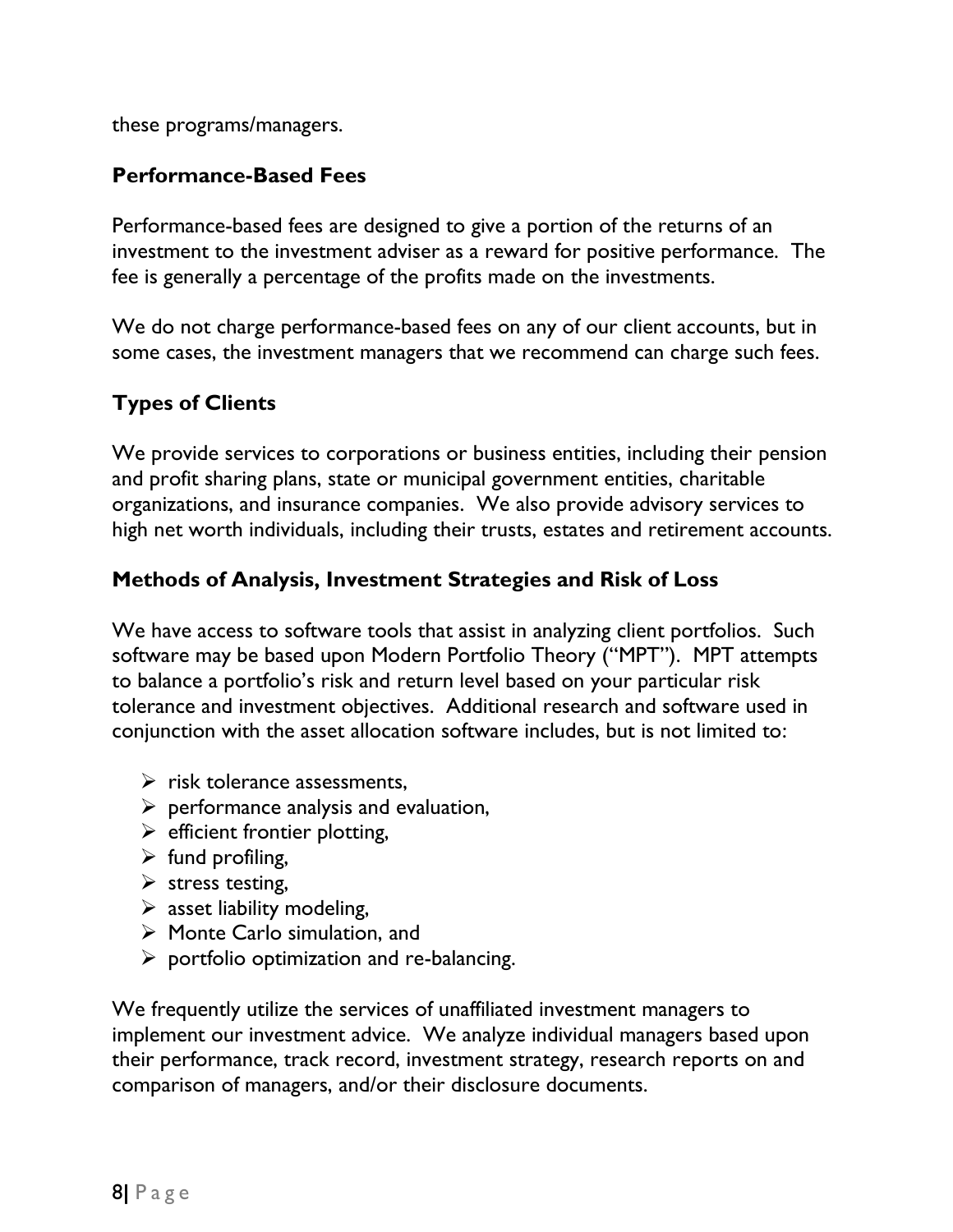these programs/managers.

## Performance-Based Fees

Performance-based fees are designed to give a portion of the returns of an investment to the investment adviser as a reward for positive performance. The fee is generally a percentage of the profits made on the investments.

We do not charge performance-based fees on any of our client accounts, but in some cases, the investment managers that we recommend can charge such fees.

## Types of Clients

We provide services to corporations or business entities, including their pension and profit sharing plans, state or municipal government entities, charitable organizations, and insurance companies. We also provide advisory services to high net worth individuals, including their trusts, estates and retirement accounts.

## Methods of Analysis, Investment Strategies and Risk of Loss

We have access to software tools that assist in analyzing client portfolios. Such software may be based upon Modern Portfolio Theory ("MPT"). MPT attempts to balance a portfolio's risk and return level based on your particular risk tolerance and investment objectives. Additional research and software used in conjunction with the asset allocation software includes, but is not limited to:

- risk tolerance assessments,
- performance analysis and evaluation,
- efficient frontier plotting,
- fund profiling,
- stress testing,
- asset liability modeling,
- Monte Carlo simulation, and
- portfolio optimization and re-balancing.

We frequently utilize the services of unaffiliated investment managers to implement our investment advice. We analyze individual managers based upon their performance, track record, investment strategy, research reports on and comparison of managers, and/or their disclosure documents.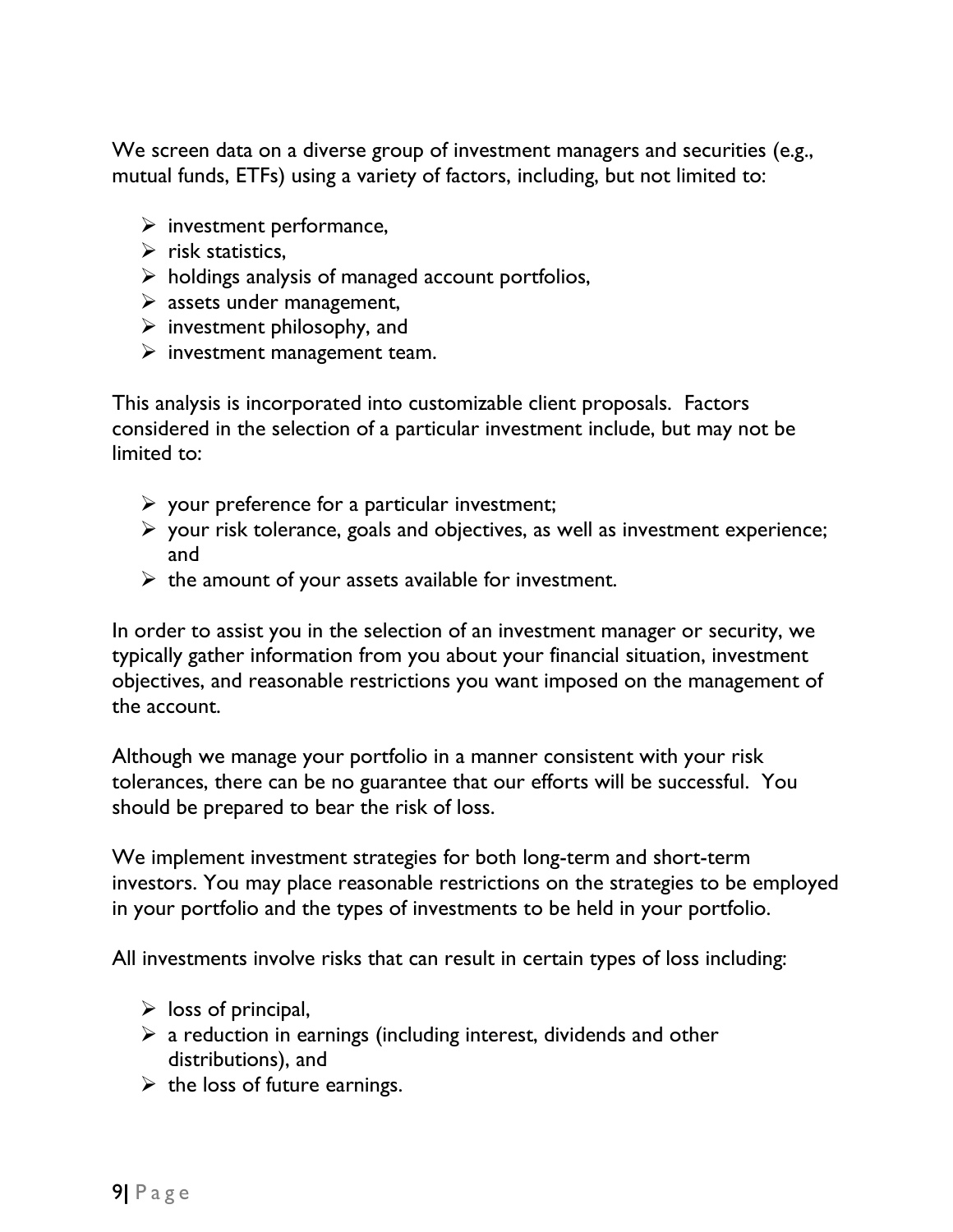We screen data on a diverse group of investment managers and securities (e.g., mutual funds, ETFs) using a variety of factors, including, but not limited to:

- investment performance,
- risk statistics,
- holdings analysis of managed account portfolios,
- assets under management,
- investment philosophy, and
- investment management team.

This analysis is incorporated into customizable client proposals. Factors considered in the selection of a particular investment include, but may not be limited to:

- your preference for a particular investment;
- your risk tolerance, goals and objectives, as well as investment experience; and
- the amount of your assets available for investment.

In order to assist you in the selection of an investment manager or security, we typically gather information from you about your financial situation, investment objectives, and reasonable restrictions you want imposed on the management of the account.

Although we manage your portfolio in a manner consistent with your risk tolerances, there can be no guarantee that our efforts will be successful. You should be prepared to bear the risk of loss.

We implement investment strategies for both long-term and short-term investors. You may place reasonable restrictions on the strategies to be employed in your portfolio and the types of investments to be held in your portfolio.

All investments involve risks that can result in certain types of loss including:

- loss of principal,
- a reduction in earnings (including interest, dividends and other distributions), and
- the loss of future earnings.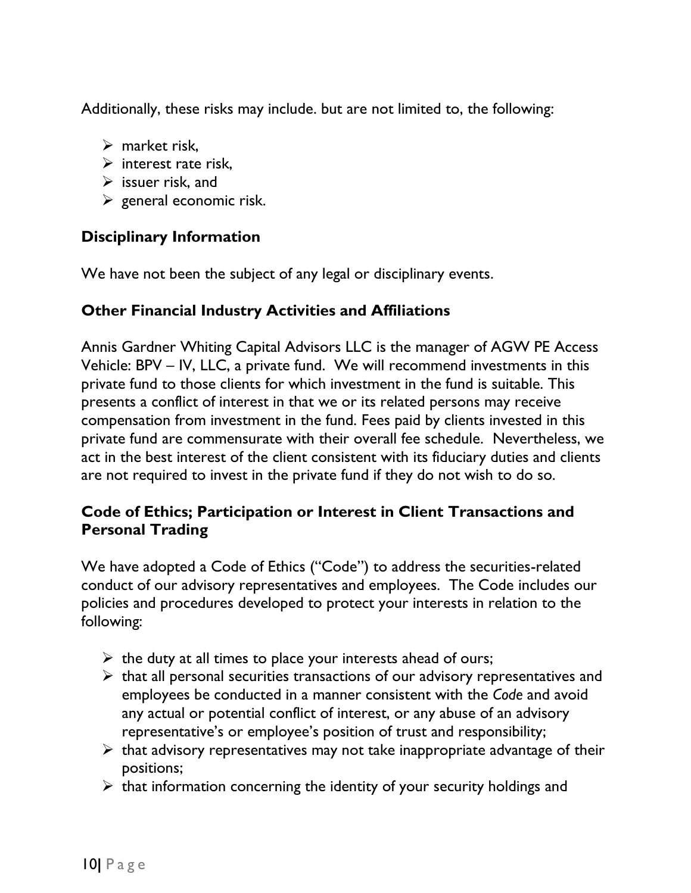Additionally, these risks may include. but are not limited to, the following:

- market risk,
- interest rate risk,
- issuer risk, and
- general economic risk.

### Disciplinary Information

We have not been the subject of any legal or disciplinary events.

### Other Financial Industry Activities and Affiliations

Annis Gardner Whiting Capital Advisors LLC is the manager of AGW PE Access Vehicle: BPV – IV, LLC, a private fund. We will recommend investments in this private fund to those clients for which investment in the fund is suitable. This presents a conflict of interest in that we or its related persons may receive compensation from investment in the fund. Fees paid by clients invested in this private fund are commensurate with their overall fee schedule. Nevertheless, we act in the best interest of the client consistent with its fiduciary duties and clients are not required to invest in the private fund if they do not wish to do so.

### Code of Ethics; Participation or Interest in Client Transactions and Personal Trading

We have adopted a Code of Ethics ("Code") to address the securities-related conduct of our advisory representatives and employees. The Code includes our policies and procedures developed to protect your interests in relation to the following:

- the duty at all times to place your interests ahead of ours;
- that all personal securities transactions of our advisory representatives and employees be conducted in a manner consistent with the *Code* and avoid any actual or potential conflict of interest, or any abuse of an advisory representative's or employee's position of trust and responsibility;
- that advisory representatives may not take inappropriate advantage of their positions;
- that information concerning the identity of your security holdings and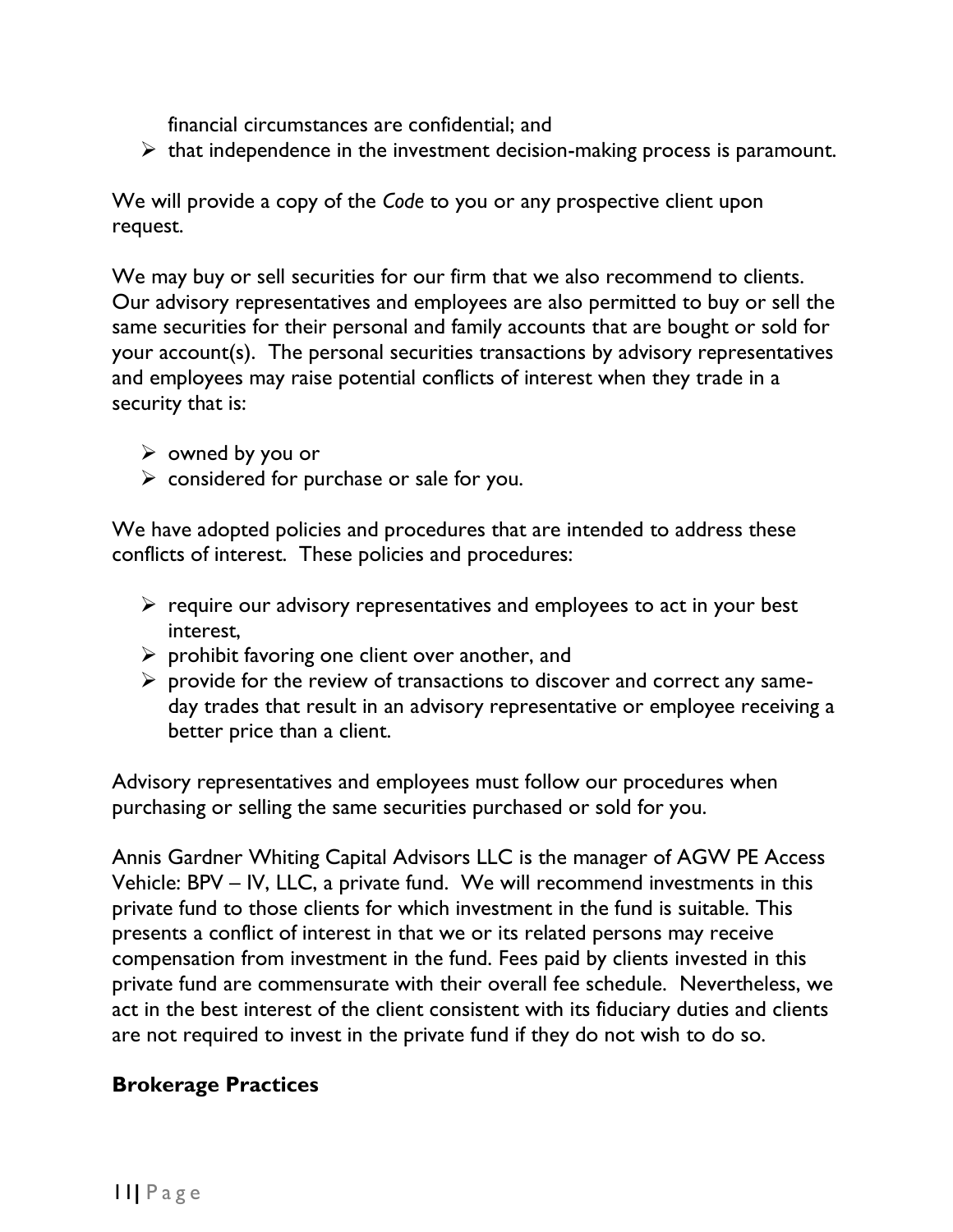financial circumstances are confidential; and
- that independence in the investment decision-making process is paramount.

We will provide a copy of the *Code* to you or any prospective client upon request.

We may buy or sell securities for our firm that we also recommend to clients. Our advisory representatives and employees are also permitted to buy or sell the same securities for their personal and family accounts that are bought or sold for your account(s). The personal securities transactions by advisory representatives and employees may raise potential conflicts of interest when they trade in a security that is:

- owned by you or
- considered for purchase or sale for you.

We have adopted policies and procedures that are intended to address these conflicts of interest. These policies and procedures:

- require our advisory representatives and employees to act in your best interest,
- prohibit favoring one client over another, and
- provide for the review of transactions to discover and correct any same-day trades that result in an advisory representative or employee receiving a better price than a client.

Advisory representatives and employees must follow our procedures when purchasing or selling the same securities purchased or sold for you.

Annis Gardner Whiting Capital Advisors LLC is the manager of AGW PE Access Vehicle: BPV – IV, LLC, a private fund. We will recommend investments in this private fund to those clients for which investment in the fund is suitable. This presents a conflict of interest in that we or its related persons may receive compensation from investment in the fund. Fees paid by clients invested in this private fund are commensurate with their overall fee schedule. Nevertheless, we act in the best interest of the client consistent with its fiduciary duties and clients are not required to invest in the private fund if they do not wish to do so.

## Brokerage Practices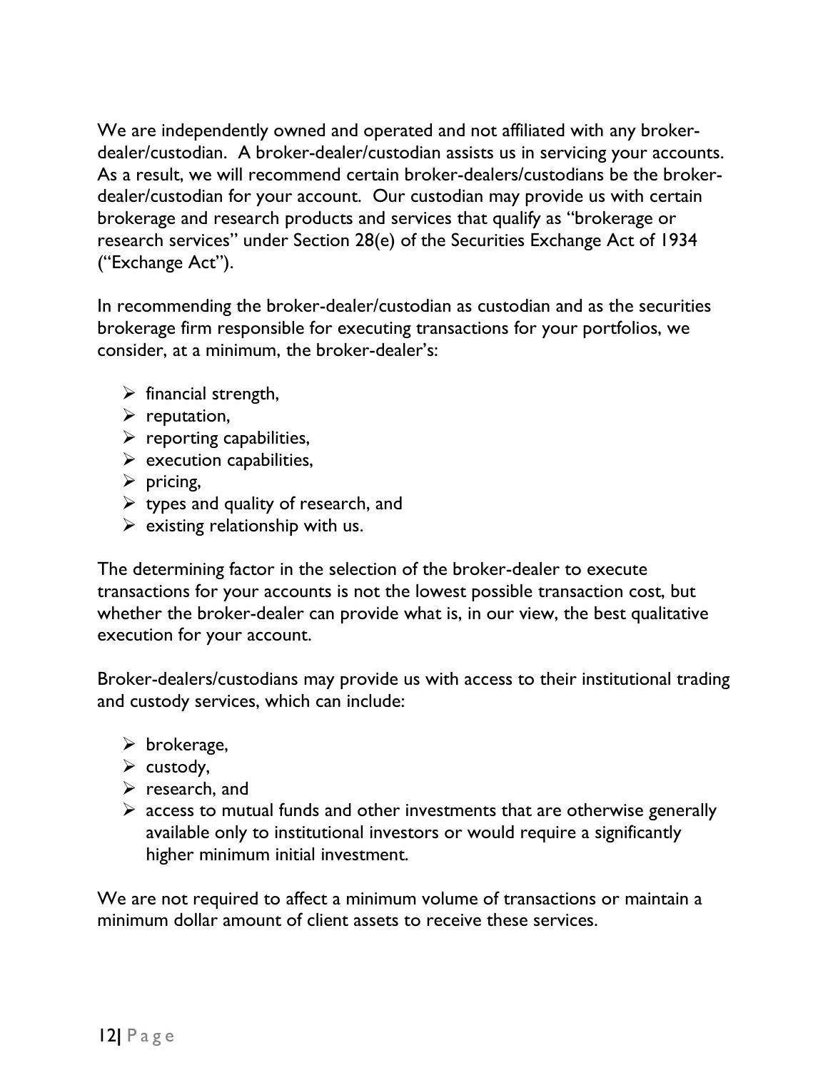We are independently owned and operated and not affiliated with any broker-dealer/custodian. A broker-dealer/custodian assists us in servicing your accounts. As a result, we will recommend certain broker-dealers/custodians be the broker-dealer/custodian for your account. Our custodian may provide us with certain brokerage and research products and services that qualify as "brokerage or research services" under Section 28(e) of the Securities Exchange Act of 1934 ("Exchange Act").

In recommending the broker-dealer/custodian as custodian and as the securities brokerage firm responsible for executing transactions for your portfolios, we consider, at a minimum, the broker-dealer's:

- financial strength,
- reputation,
- reporting capabilities,
- execution capabilities,
- pricing,
- types and quality of research, and
- existing relationship with us.

The determining factor in the selection of the broker-dealer to execute transactions for your accounts is not the lowest possible transaction cost, but whether the broker-dealer can provide what is, in our view, the best qualitative execution for your account.

Broker-dealers/custodians may provide us with access to their institutional trading and custody services, which can include:

- brokerage,
- custody,
- research, and
- access to mutual funds and other investments that are otherwise generally available only to institutional investors or would require a significantly higher minimum initial investment.

We are not required to affect a minimum volume of transactions or maintain a minimum dollar amount of client assets to receive these services.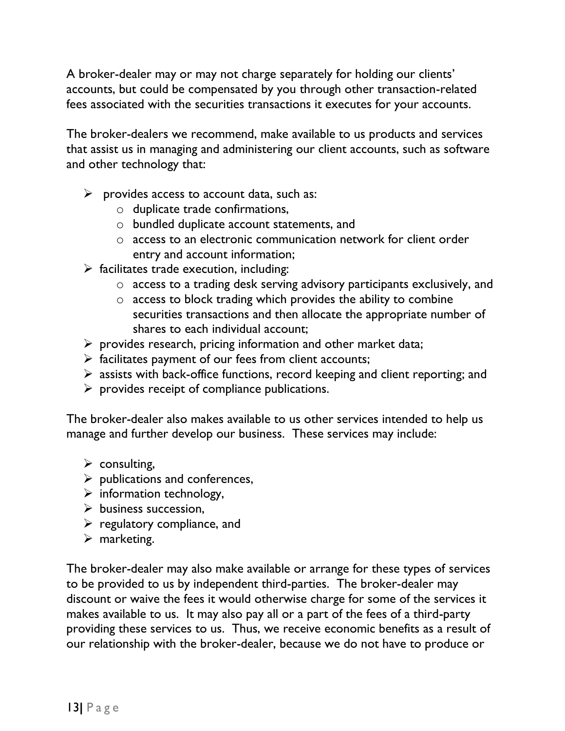A broker-dealer may or may not charge separately for holding our clients' accounts, but could be compensated by you through other transaction-related fees associated with the securities transactions it executes for your accounts.

The broker-dealers we recommend, make available to us products and services that assist us in managing and administering our client accounts, such as software and other technology that:

- provides access to account data, such as:
  - duplicate trade confirmations,
  - bundled duplicate account statements, and
  - access to an electronic communication network for client order entry and account information;
- facilitates trade execution, including:
  - access to a trading desk serving advisory participants exclusively, and
  - access to block trading which provides the ability to combine securities transactions and then allocate the appropriate number of shares to each individual account;
- provides research, pricing information and other market data;
- facilitates payment of our fees from client accounts;
- assists with back-office functions, record keeping and client reporting; and
- provides receipt of compliance publications.

The broker-dealer also makes available to us other services intended to help us manage and further develop our business. These services may include:

- consulting,
- publications and conferences,
- information technology,
- business succession,
- regulatory compliance, and
- marketing.

The broker-dealer may also make available or arrange for these types of services to be provided to us by independent third-parties. The broker-dealer may discount or waive the fees it would otherwise charge for some of the services it makes available to us. It may also pay all or a part of the fees of a third-party providing these services to us. Thus, we receive economic benefits as a result of our relationship with the broker-dealer, because we do not have to produce or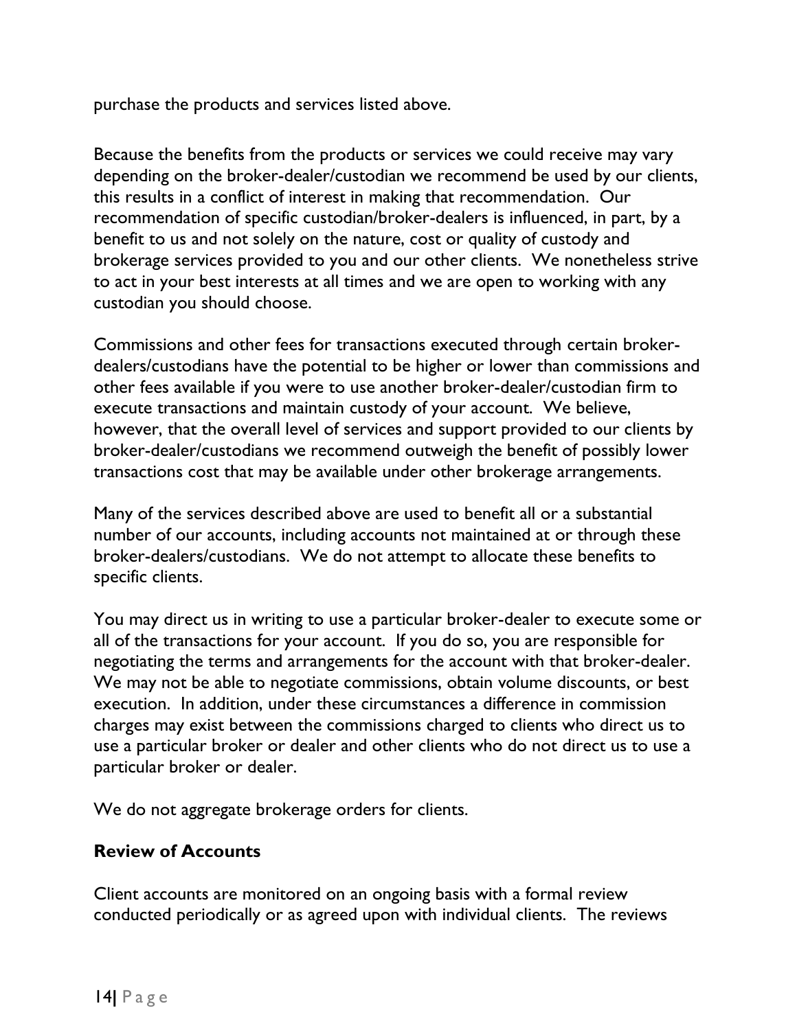purchase the products and services listed above.

Because the benefits from the products or services we could receive may vary depending on the broker-dealer/custodian we recommend be used by our clients, this results in a conflict of interest in making that recommendation. Our recommendation of specific custodian/broker-dealers is influenced, in part, by a benefit to us and not solely on the nature, cost or quality of custody and brokerage services provided to you and our other clients. We nonetheless strive to act in your best interests at all times and we are open to working with any custodian you should choose.

Commissions and other fees for transactions executed through certain broker-dealers/custodians have the potential to be higher or lower than commissions and other fees available if you were to use another broker-dealer/custodian firm to execute transactions and maintain custody of your account. We believe, however, that the overall level of services and support provided to our clients by broker-dealer/custodians we recommend outweigh the benefit of possibly lower transactions cost that may be available under other brokerage arrangements.

Many of the services described above are used to benefit all or a substantial number of our accounts, including accounts not maintained at or through these broker-dealers/custodians. We do not attempt to allocate these benefits to specific clients.

You may direct us in writing to use a particular broker-dealer to execute some or all of the transactions for your account. If you do so, you are responsible for negotiating the terms and arrangements for the account with that broker-dealer. We may not be able to negotiate commissions, obtain volume discounts, or best execution. In addition, under these circumstances a difference in commission charges may exist between the commissions charged to clients who direct us to use a particular broker or dealer and other clients who do not direct us to use a particular broker or dealer.

We do not aggregate brokerage orders for clients.

## Review of Accounts

Client accounts are monitored on an ongoing basis with a formal review conducted periodically or as agreed upon with individual clients. The reviews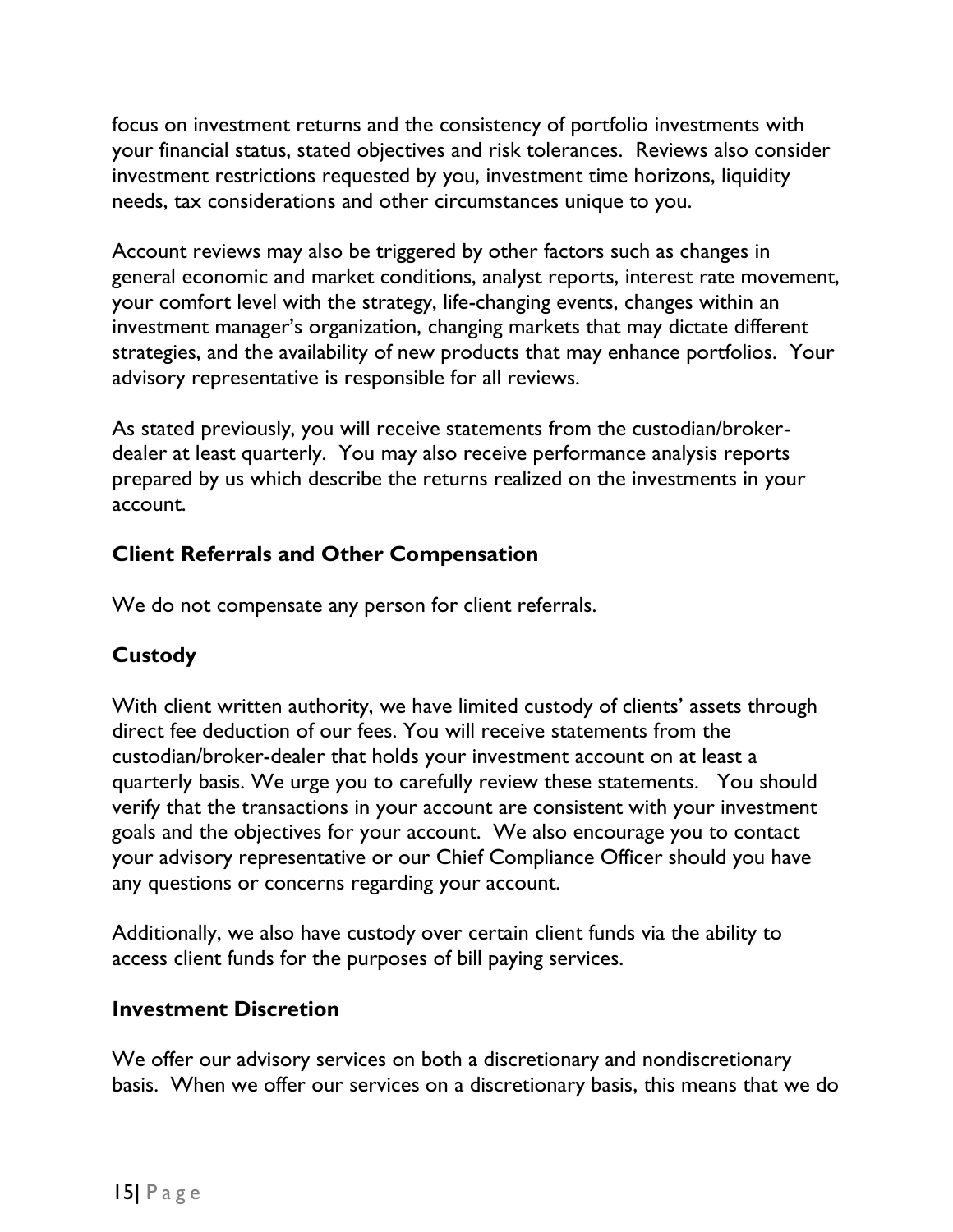focus on investment returns and the consistency of portfolio investments with your financial status, stated objectives and risk tolerances. Reviews also consider investment restrictions requested by you, investment time horizons, liquidity needs, tax considerations and other circumstances unique to you.

Account reviews may also be triggered by other factors such as changes in general economic and market conditions, analyst reports, interest rate movement, your comfort level with the strategy, life-changing events, changes within an investment manager's organization, changing markets that may dictate different strategies, and the availability of new products that may enhance portfolios. Your advisory representative is responsible for all reviews.

As stated previously, you will receive statements from the custodian/broker-dealer at least quarterly. You may also receive performance analysis reports prepared by us which describe the returns realized on the investments in your account.

## Client Referrals and Other Compensation

We do not compensate any person for client referrals.

## Custody

With client written authority, we have limited custody of clients' assets through direct fee deduction of our fees. You will receive statements from the custodian/broker-dealer that holds your investment account on at least a quarterly basis. We urge you to carefully review these statements. You should verify that the transactions in your account are consistent with your investment goals and the objectives for your account. We also encourage you to contact your advisory representative or our Chief Compliance Officer should you have any questions or concerns regarding your account.

Additionally, we also have custody over certain client funds via the ability to access client funds for the purposes of bill paying services.

## Investment Discretion

We offer our advisory services on both a discretionary and nondiscretionary basis. When we offer our services on a discretionary basis, this means that we do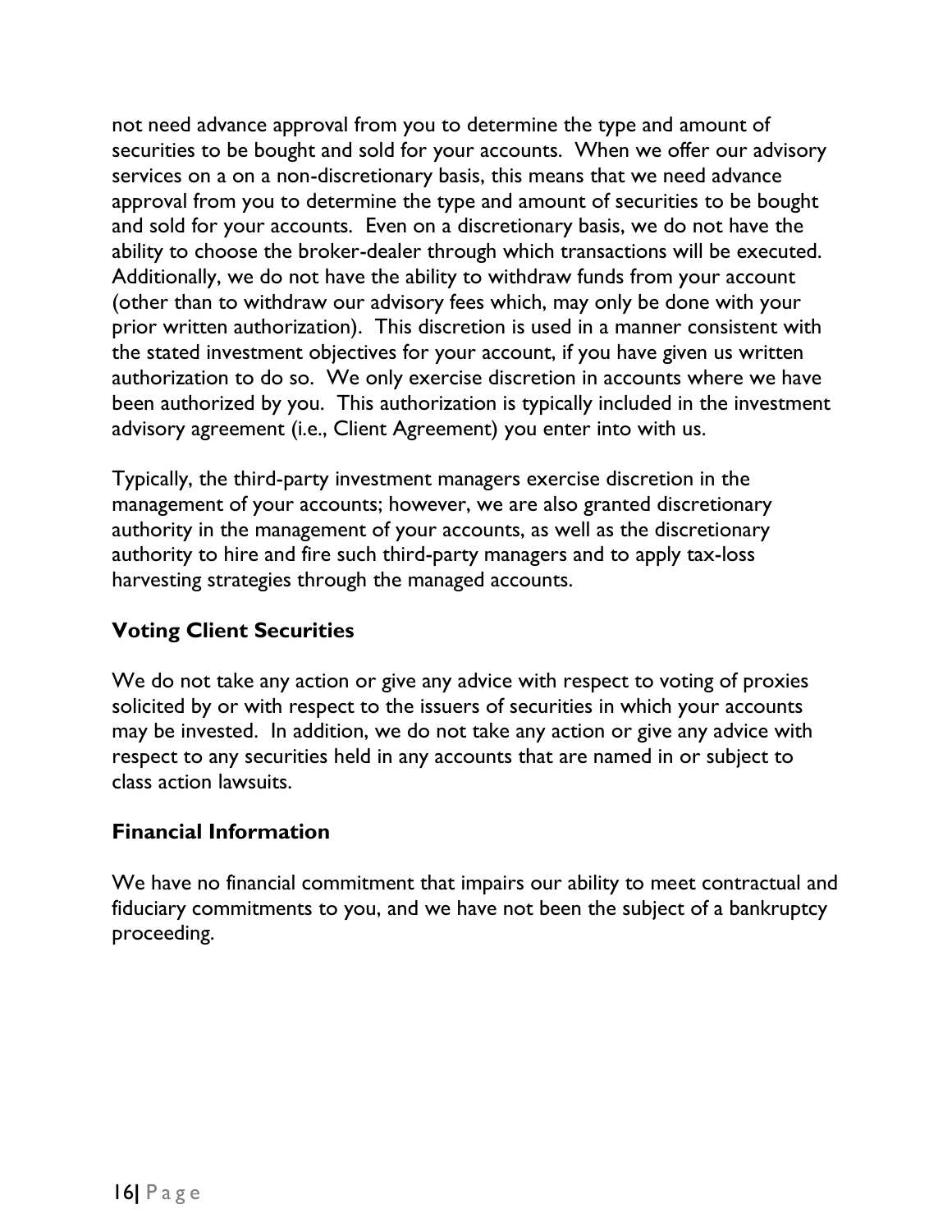not need advance approval from you to determine the type and amount of securities to be bought and sold for your accounts. When we offer our advisory services on a on a non-discretionary basis, this means that we need advance approval from you to determine the type and amount of securities to be bought and sold for your accounts. Even on a discretionary basis, we do not have the ability to choose the broker-dealer through which transactions will be executed. Additionally, we do not have the ability to withdraw funds from your account (other than to withdraw our advisory fees which, may only be done with your prior written authorization). This discretion is used in a manner consistent with the stated investment objectives for your account, if you have given us written authorization to do so. We only exercise discretion in accounts where we have been authorized by you. This authorization is typically included in the investment advisory agreement (i.e., Client Agreement) you enter into with us.

Typically, the third-party investment managers exercise discretion in the management of your accounts; however, we are also granted discretionary authority in the management of your accounts, as well as the discretionary authority to hire and fire such third-party managers and to apply tax-loss harvesting strategies through the managed accounts.

## Voting Client Securities

We do not take any action or give any advice with respect to voting of proxies solicited by or with respect to the issuers of securities in which your accounts may be invested. In addition, we do not take any action or give any advice with respect to any securities held in any accounts that are named in or subject to class action lawsuits.

## Financial Information

We have no financial commitment that impairs our ability to meet contractual and fiduciary commitments to you, and we have not been the subject of a bankruptcy proceeding.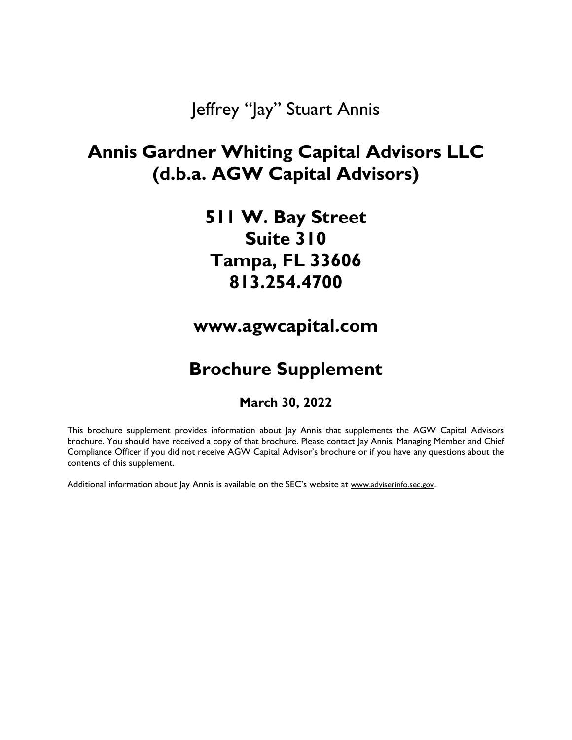Jeffrey “Jay” Stuart Annis

# Annis Gardner Whiting Capital Advisors LLC (d.b.a. AGW Capital Advisors)

## 511 W. Bay Street Suite 310 Tampa, FL 33606 813.254.4700

## www.agwcapital.com

# Brochure Supplement

### March 30, 2022

This brochure supplement provides information about Jay Annis that supplements the AGW Capital Advisors brochure. You should have received a copy of that brochure. Please contact Jay Annis, Managing Member and Chief Compliance Officer if you did not receive AGW Capital Advisor’s brochure or if you have any questions about the contents of this supplement.

Additional information about Jay Annis is available on the SEC’s website at www.adviserinfo.sec.gov.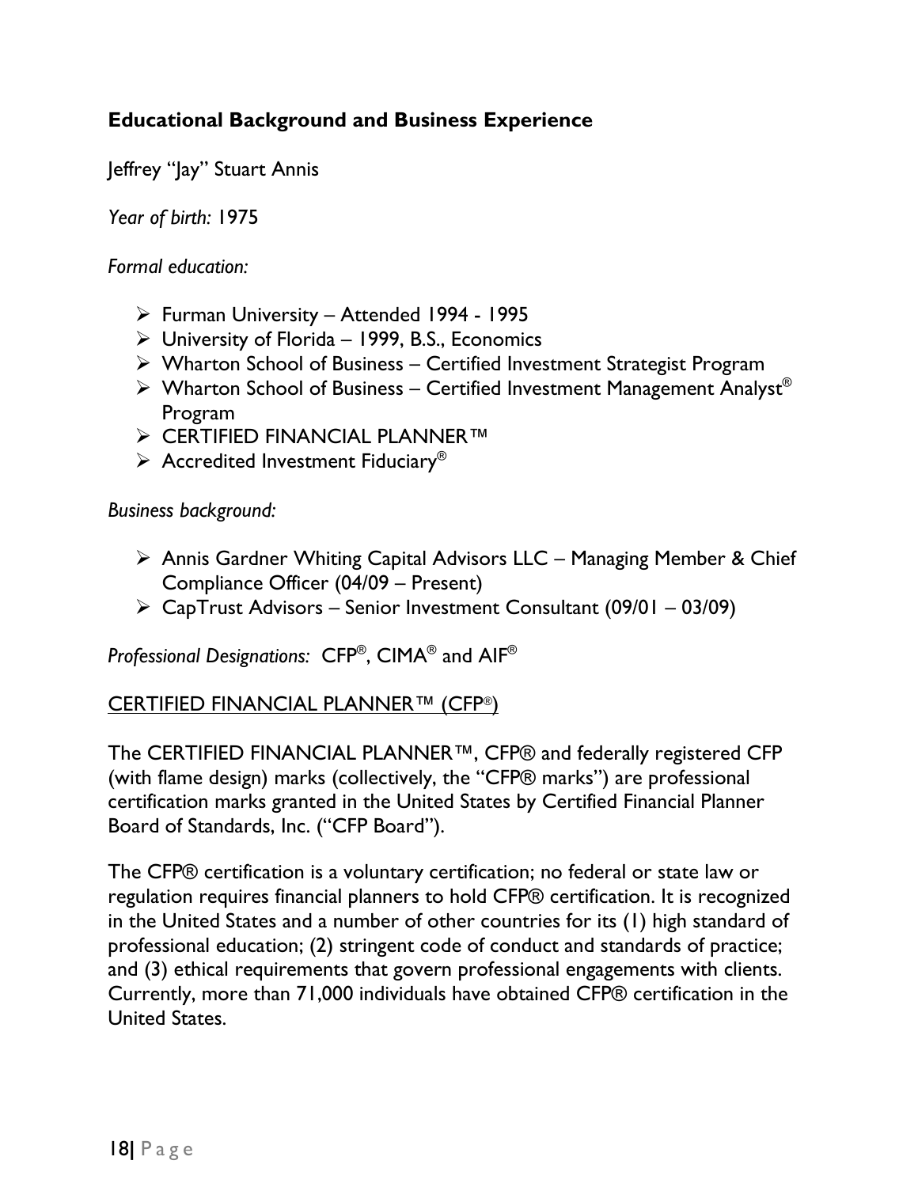## Educational Background and Business Experience

Jeffrey "Jay" Stuart Annis

*Year of birth:* 1975

*Formal education:*

- Furman University – Attended 1994 - 1995
- University of Florida – 1999, B.S., Economics
- Wharton School of Business – Certified Investment Strategist Program
- Wharton School of Business – Certified Investment Management Analyst® Program
- CERTIFIED FINANCIAL PLANNER™
- Accredited Investment Fiduciary®

*Business background:*

- Annis Gardner Whiting Capital Advisors LLC – Managing Member & Chief Compliance Officer (04/09 – Present)
- CapTrust Advisors – Senior Investment Consultant (09/01 – 03/09)

*Professional Designations:* CFP®, CIMA® and AIF®

CERTIFIED FINANCIAL PLANNER™ (CFP®)

The CERTIFIED FINANCIAL PLANNER™, CFP® and federally registered CFP (with flame design) marks (collectively, the "CFP® marks") are professional certification marks granted in the United States by Certified Financial Planner Board of Standards, Inc. ("CFP Board").

The CFP® certification is a voluntary certification; no federal or state law or regulation requires financial planners to hold CFP® certification. It is recognized in the United States and a number of other countries for its (1) high standard of professional education; (2) stringent code of conduct and standards of practice; and (3) ethical requirements that govern professional engagements with clients. Currently, more than 71,000 individuals have obtained CFP® certification in the United States.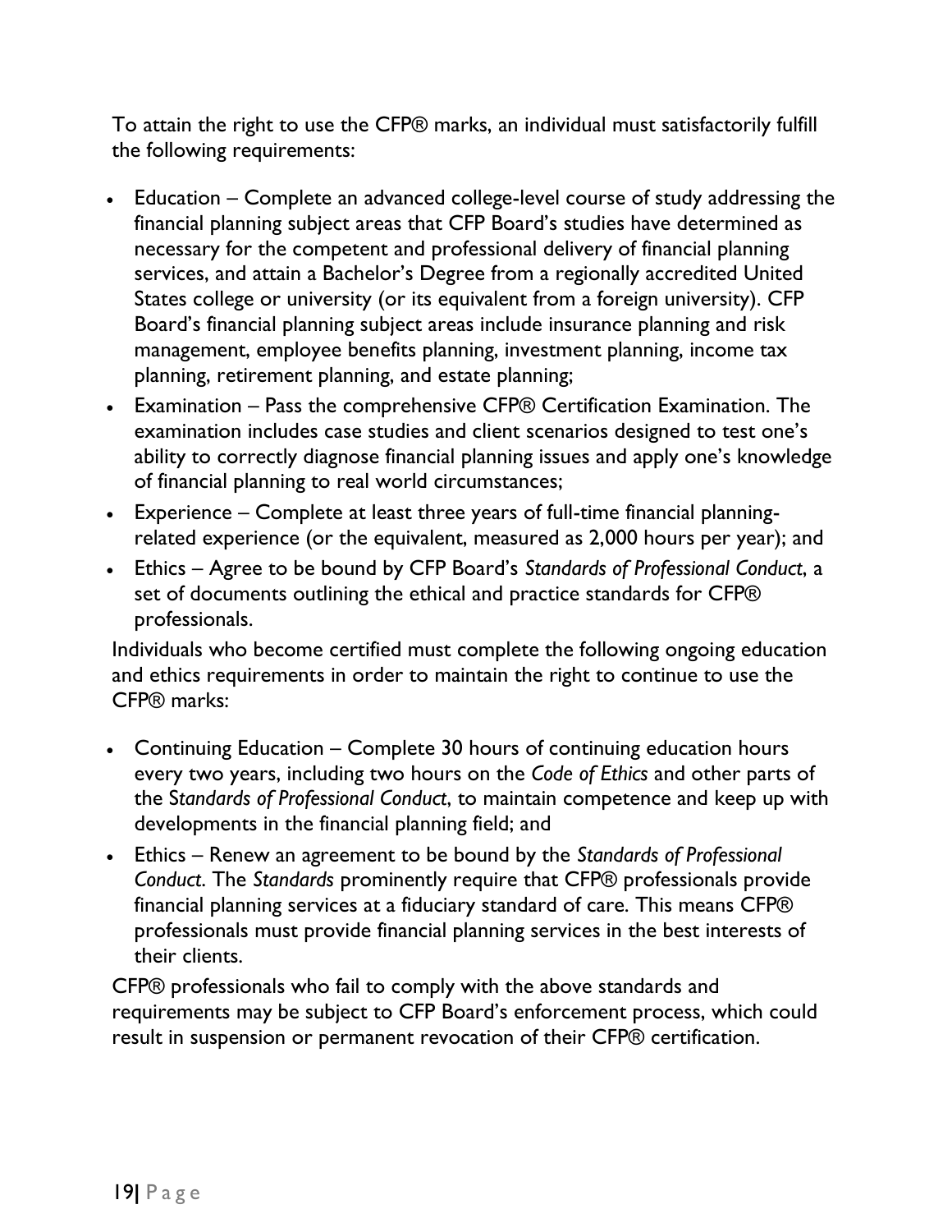To attain the right to use the CFP® marks, an individual must satisfactorily fulfill the following requirements:

- Education – Complete an advanced college-level course of study addressing the financial planning subject areas that CFP Board's studies have determined as necessary for the competent and professional delivery of financial planning services, and attain a Bachelor's Degree from a regionally accredited United States college or university (or its equivalent from a foreign university). CFP Board's financial planning subject areas include insurance planning and risk management, employee benefits planning, investment planning, income tax planning, retirement planning, and estate planning;
- Examination – Pass the comprehensive CFP® Certification Examination. The examination includes case studies and client scenarios designed to test one's ability to correctly diagnose financial planning issues and apply one's knowledge of financial planning to real world circumstances;
- Experience – Complete at least three years of full-time financial planning-related experience (or the equivalent, measured as 2,000 hours per year); and
- Ethics – Agree to be bound by CFP Board's *Standards of Professional Conduct*, a set of documents outlining the ethical and practice standards for CFP® professionals.

Individuals who become certified must complete the following ongoing education and ethics requirements in order to maintain the right to continue to use the CFP® marks:

- Continuing Education – Complete 30 hours of continuing education hours every two years, including two hours on the *Code of Ethics* and other parts of the *Standards of Professional Conduct*, to maintain competence and keep up with developments in the financial planning field; and
- Ethics – Renew an agreement to be bound by the *Standards of Professional Conduct*. The *Standards* prominently require that CFP® professionals provide financial planning services at a fiduciary standard of care. This means CFP® professionals must provide financial planning services in the best interests of their clients.

CFP® professionals who fail to comply with the above standards and requirements may be subject to CFP Board's enforcement process, which could result in suspension or permanent revocation of their CFP® certification.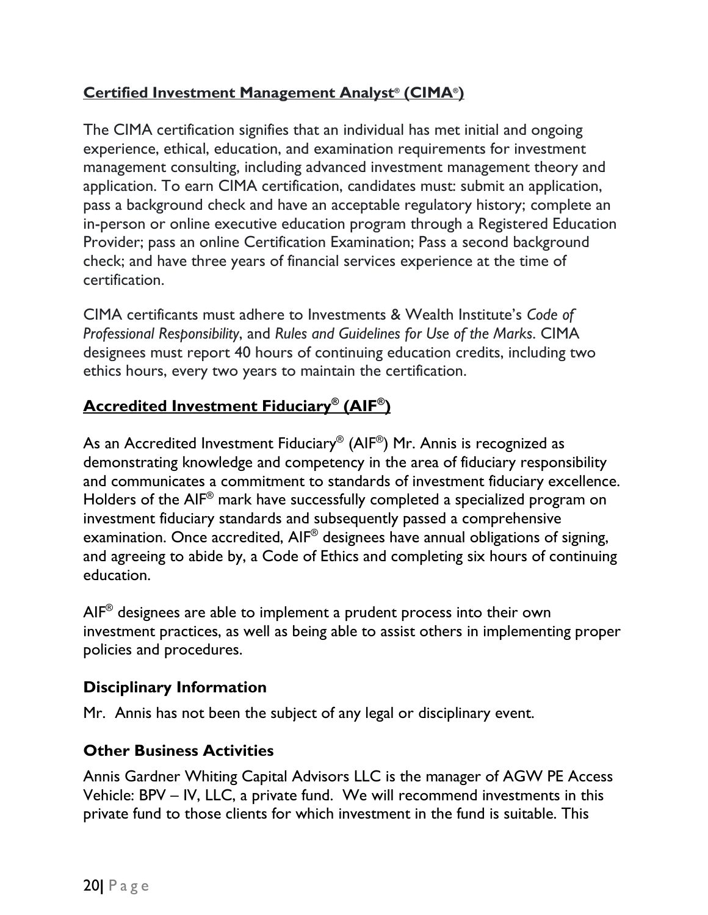**Certified Investment Management Analyst® (CIMA®)**

The CIMA certification signifies that an individual has met initial and ongoing experience, ethical, education, and examination requirements for investment management consulting, including advanced investment management theory and application. To earn CIMA certification, candidates must: submit an application, pass a background check and have an acceptable regulatory history; complete an in-person or online executive education program through a Registered Education Provider; pass an online Certification Examination; Pass a second background check; and have three years of financial services experience at the time of certification.

CIMA certificants must adhere to Investments & Wealth Institute's *Code of Professional Responsibility*, and *Rules and Guidelines for Use of the Marks*. CIMA designees must report 40 hours of continuing education credits, including two ethics hours, every two years to maintain the certification.

**Accredited Investment Fiduciary® (AIF®)**

As an Accredited Investment Fiduciary® (AIF®) Mr. Annis is recognized as demonstrating knowledge and competency in the area of fiduciary responsibility and communicates a commitment to standards of investment fiduciary excellence. Holders of the AIF® mark have successfully completed a specialized program on investment fiduciary standards and subsequently passed a comprehensive examination. Once accredited, AIF® designees have annual obligations of signing, and agreeing to abide by, a Code of Ethics and completing six hours of continuing education.

AIF® designees are able to implement a prudent process into their own investment practices, as well as being able to assist others in implementing proper policies and procedures.

### Disciplinary Information

Mr. Annis has not been the subject of any legal or disciplinary event.

### Other Business Activities

Annis Gardner Whiting Capital Advisors LLC is the manager of AGW PE Access Vehicle: BPV – IV, LLC, a private fund. We will recommend investments in this private fund to those clients for which investment in the fund is suitable. This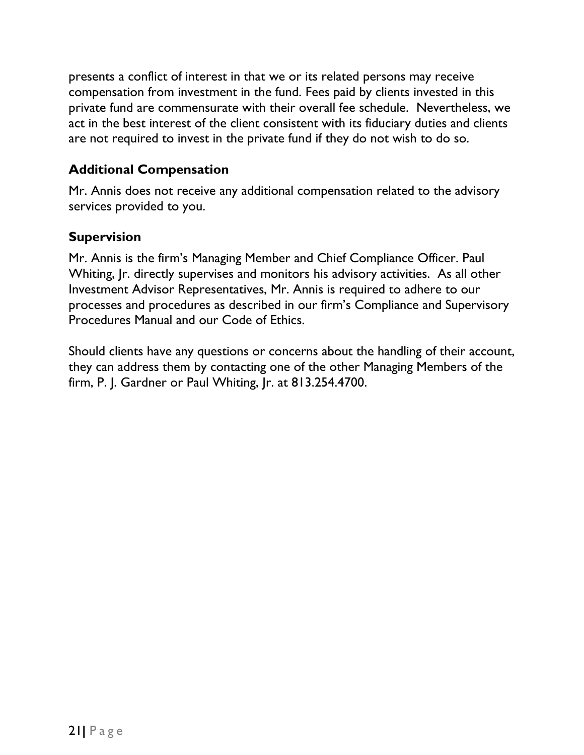presents a conflict of interest in that we or its related persons may receive compensation from investment in the fund. Fees paid by clients invested in this private fund are commensurate with their overall fee schedule. Nevertheless, we act in the best interest of the client consistent with its fiduciary duties and clients are not required to invest in the private fund if they do not wish to do so.

### Additional Compensation

Mr. Annis does not receive any additional compensation related to the advisory services provided to you.

### Supervision

Mr. Annis is the firm's Managing Member and Chief Compliance Officer. Paul Whiting, Jr. directly supervises and monitors his advisory activities. As all other Investment Advisor Representatives, Mr. Annis is required to adhere to our processes and procedures as described in our firm's Compliance and Supervisory Procedures Manual and our Code of Ethics.

Should clients have any questions or concerns about the handling of their account, they can address them by contacting one of the other Managing Members of the firm, P. J. Gardner or Paul Whiting, Jr. at 813.254.4700.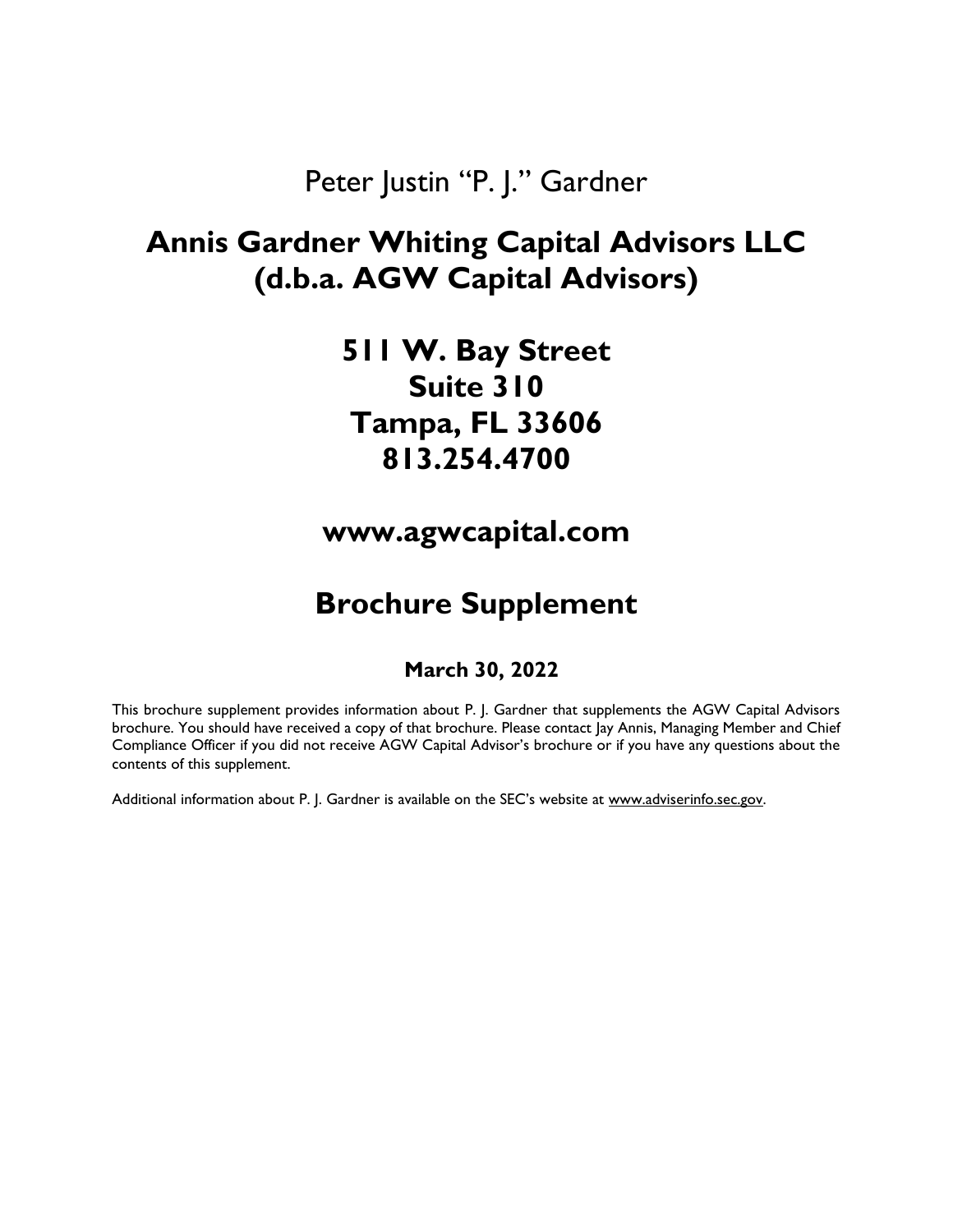Peter Justin "P. J." Gardner

# Annis Gardner Whiting Capital Advisors LLC (d.b.a. AGW Capital Advisors)

## 511 W. Bay Street
## Suite 310
## Tampa, FL 33606
## 813.254.4700

## www.agwcapital.com

# Brochure Supplement

**March 30, 2022**

This brochure supplement provides information about P. J. Gardner that supplements the AGW Capital Advisors brochure. You should have received a copy of that brochure. Please contact Jay Annis, Managing Member and Chief Compliance Officer if you did not receive AGW Capital Advisor's brochure or if you have any questions about the contents of this supplement.

Additional information about P. J. Gardner is available on the SEC's website at www.adviserinfo.sec.gov.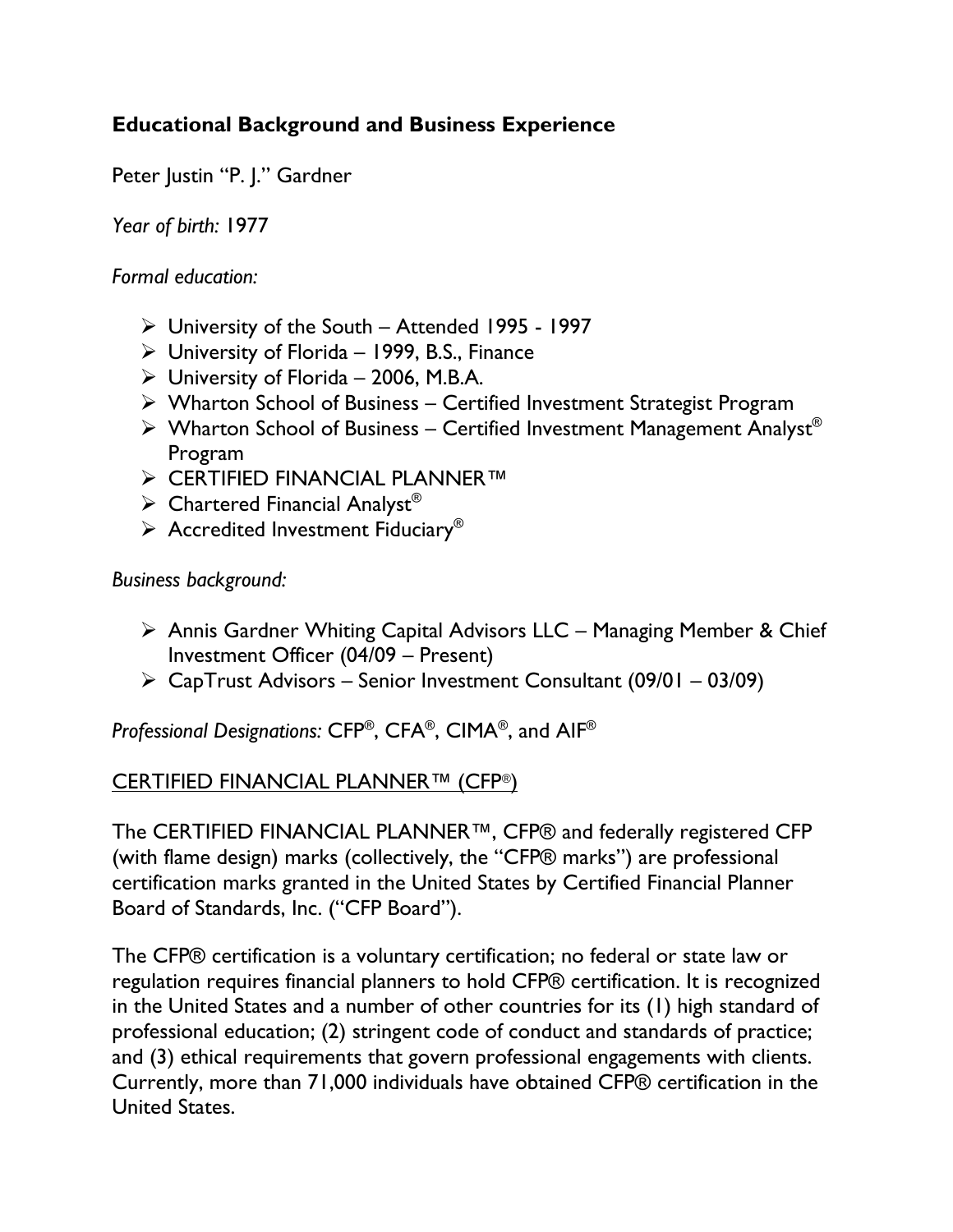## Educational Background and Business Experience

Peter Justin "P. J." Gardner

*Year of birth:* 1977

*Formal education:*

- University of the South – Attended 1995 - 1997
- University of Florida – 1999, B.S., Finance
- University of Florida – 2006, M.B.A.
- Wharton School of Business – Certified Investment Strategist Program
- Wharton School of Business – Certified Investment Management Analyst® Program
- CERTIFIED FINANCIAL PLANNER™
- Chartered Financial Analyst®
- Accredited Investment Fiduciary®

*Business background:*

- Annis Gardner Whiting Capital Advisors LLC – Managing Member & Chief Investment Officer (04/09 – Present)
- CapTrust Advisors – Senior Investment Consultant (09/01 – 03/09)

*Professional Designations:* CFP®, CFA®, CIMA®, and AIF®

CERTIFIED FINANCIAL PLANNER™ (CFP®)

The CERTIFIED FINANCIAL PLANNER™, CFP® and federally registered CFP (with flame design) marks (collectively, the "CFP® marks") are professional certification marks granted in the United States by Certified Financial Planner Board of Standards, Inc. ("CFP Board").

The CFP® certification is a voluntary certification; no federal or state law or regulation requires financial planners to hold CFP® certification. It is recognized in the United States and a number of other countries for its (1) high standard of professional education; (2) stringent code of conduct and standards of practice; and (3) ethical requirements that govern professional engagements with clients. Currently, more than 71,000 individuals have obtained CFP® certification in the United States.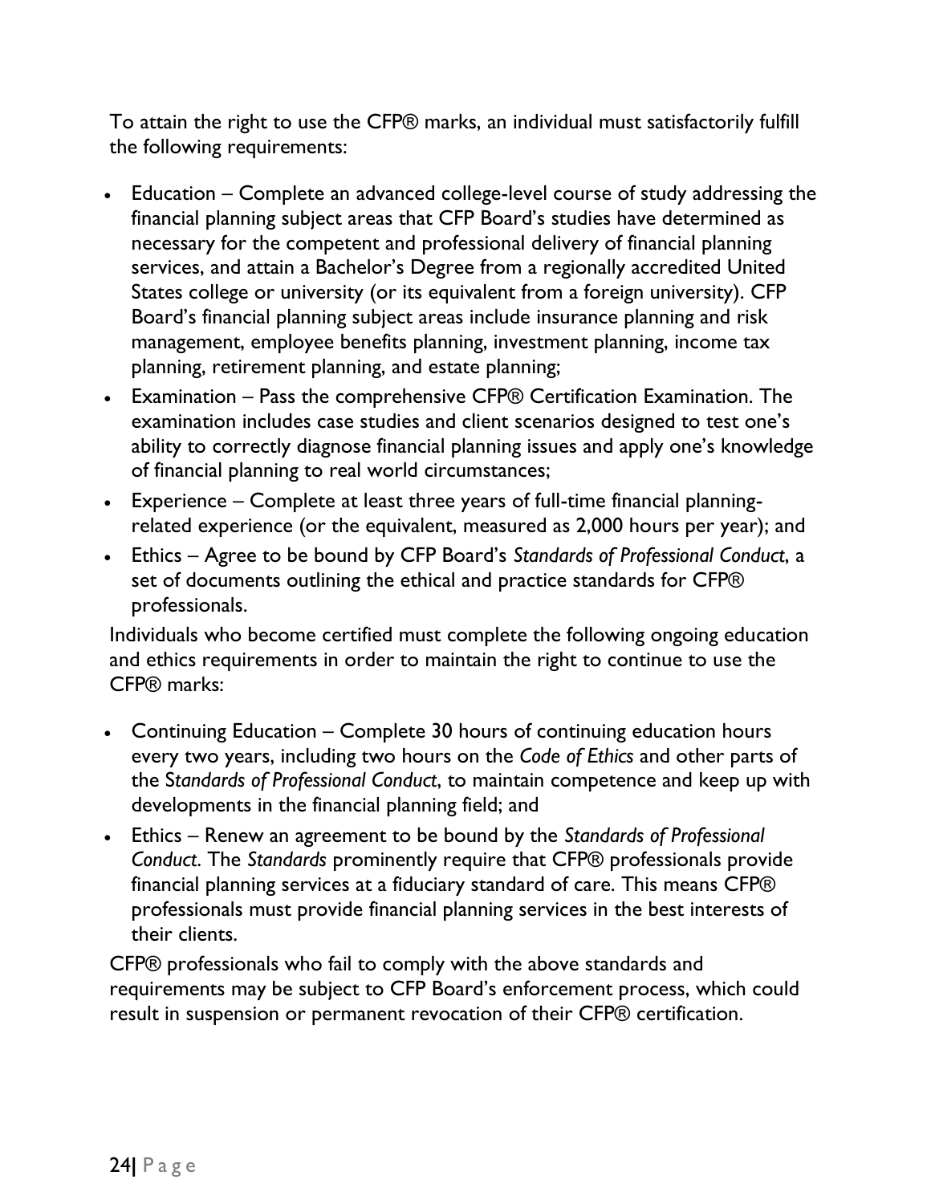To attain the right to use the CFP® marks, an individual must satisfactorily fulfill the following requirements:

- Education – Complete an advanced college-level course of study addressing the financial planning subject areas that CFP Board's studies have determined as necessary for the competent and professional delivery of financial planning services, and attain a Bachelor's Degree from a regionally accredited United States college or university (or its equivalent from a foreign university). CFP Board's financial planning subject areas include insurance planning and risk management, employee benefits planning, investment planning, income tax planning, retirement planning, and estate planning;
- Examination – Pass the comprehensive CFP® Certification Examination. The examination includes case studies and client scenarios designed to test one's ability to correctly diagnose financial planning issues and apply one's knowledge of financial planning to real world circumstances;
- Experience – Complete at least three years of full-time financial planning-related experience (or the equivalent, measured as 2,000 hours per year); and
- Ethics – Agree to be bound by CFP Board's *Standards of Professional Conduct*, a set of documents outlining the ethical and practice standards for CFP® professionals.

Individuals who become certified must complete the following ongoing education and ethics requirements in order to maintain the right to continue to use the CFP® marks:

- Continuing Education – Complete 30 hours of continuing education hours every two years, including two hours on the *Code of Ethics* and other parts of the *Standards of Professional Conduct*, to maintain competence and keep up with developments in the financial planning field; and
- Ethics – Renew an agreement to be bound by the *Standards of Professional Conduct*. The *Standards* prominently require that CFP® professionals provide financial planning services at a fiduciary standard of care. This means CFP® professionals must provide financial planning services in the best interests of their clients.

CFP® professionals who fail to comply with the above standards and requirements may be subject to CFP Board's enforcement process, which could result in suspension or permanent revocation of their CFP® certification.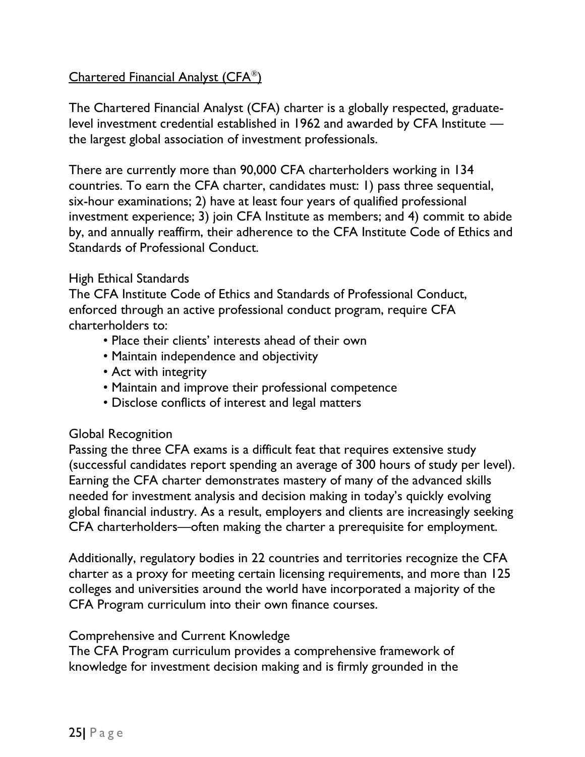## Chartered Financial Analyst (CFA®)

The Chartered Financial Analyst (CFA) charter is a globally respected, graduate-level investment credential established in 1962 and awarded by CFA Institute — the largest global association of investment professionals.

There are currently more than 90,000 CFA charterholders working in 134 countries. To earn the CFA charter, candidates must: 1) pass three sequential, six-hour examinations; 2) have at least four years of qualified professional investment experience; 3) join CFA Institute as members; and 4) commit to abide by, and annually reaffirm, their adherence to the CFA Institute Code of Ethics and Standards of Professional Conduct.

### High Ethical Standards

The CFA Institute Code of Ethics and Standards of Professional Conduct, enforced through an active professional conduct program, require CFA charterholders to:

- Place their clients' interests ahead of their own
- Maintain independence and objectivity
- Act with integrity
- Maintain and improve their professional competence
- Disclose conflicts of interest and legal matters

### Global Recognition

Passing the three CFA exams is a difficult feat that requires extensive study (successful candidates report spending an average of 300 hours of study per level). Earning the CFA charter demonstrates mastery of many of the advanced skills needed for investment analysis and decision making in today's quickly evolving global financial industry. As a result, employers and clients are increasingly seeking CFA charterholders—often making the charter a prerequisite for employment.

Additionally, regulatory bodies in 22 countries and territories recognize the CFA charter as a proxy for meeting certain licensing requirements, and more than 125 colleges and universities around the world have incorporated a majority of the CFA Program curriculum into their own finance courses.

### Comprehensive and Current Knowledge

The CFA Program curriculum provides a comprehensive framework of knowledge for investment decision making and is firmly grounded in the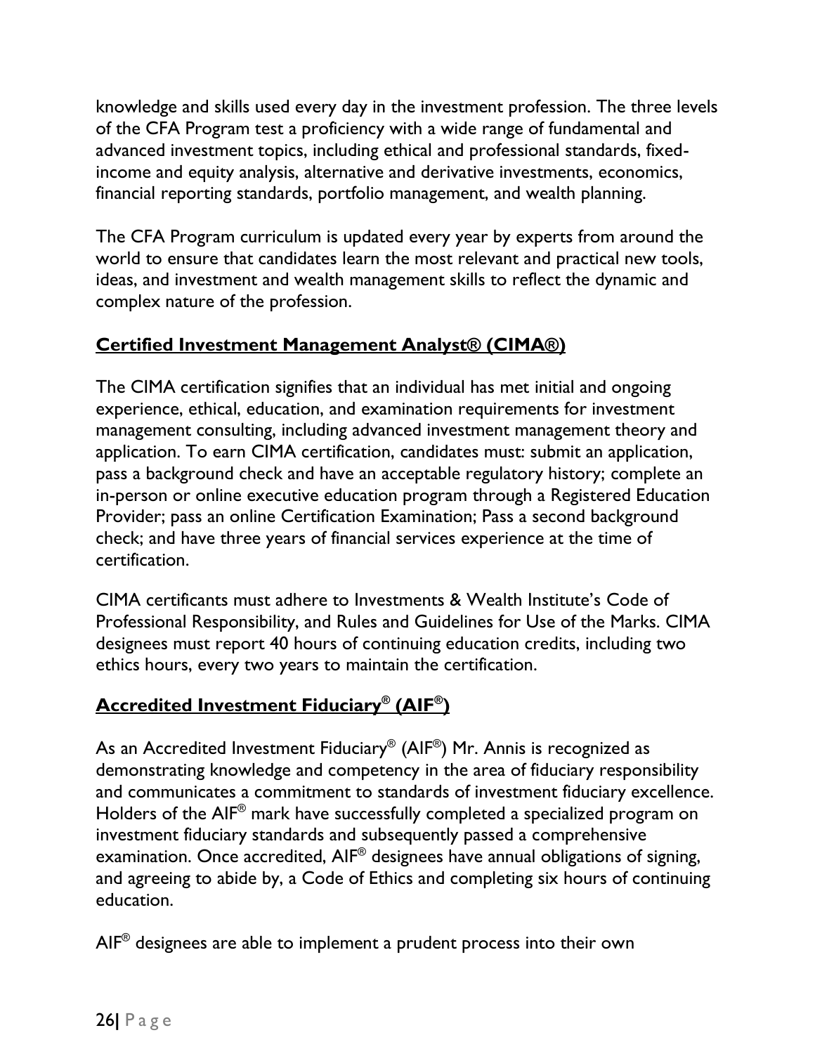knowledge and skills used every day in the investment profession. The three levels of the CFA Program test a proficiency with a wide range of fundamental and advanced investment topics, including ethical and professional standards, fixed-income and equity analysis, alternative and derivative investments, economics, financial reporting standards, portfolio management, and wealth planning.

The CFA Program curriculum is updated every year by experts from around the world to ensure that candidates learn the most relevant and practical new tools, ideas, and investment and wealth management skills to reflect the dynamic and complex nature of the profession.

### **Certified Investment Management Analyst® (CIMA®)**

The CIMA certification signifies that an individual has met initial and ongoing experience, ethical, education, and examination requirements for investment management consulting, including advanced investment management theory and application. To earn CIMA certification, candidates must: submit an application, pass a background check and have an acceptable regulatory history; complete an in-person or online executive education program through a Registered Education Provider; pass an online Certification Examination; Pass a second background check; and have three years of financial services experience at the time of certification.

CIMA certificants must adhere to Investments & Wealth Institute's Code of Professional Responsibility, and Rules and Guidelines for Use of the Marks. CIMA designees must report 40 hours of continuing education credits, including two ethics hours, every two years to maintain the certification.

### **Accredited Investment Fiduciary® (AIF®)**

As an Accredited Investment Fiduciary® (AIF®) Mr. Annis is recognized as demonstrating knowledge and competency in the area of fiduciary responsibility and communicates a commitment to standards of investment fiduciary excellence. Holders of the AIF® mark have successfully completed a specialized program on investment fiduciary standards and subsequently passed a comprehensive examination. Once accredited, AIF® designees have annual obligations of signing, and agreeing to abide by, a Code of Ethics and completing six hours of continuing education.

AIF® designees are able to implement a prudent process into their own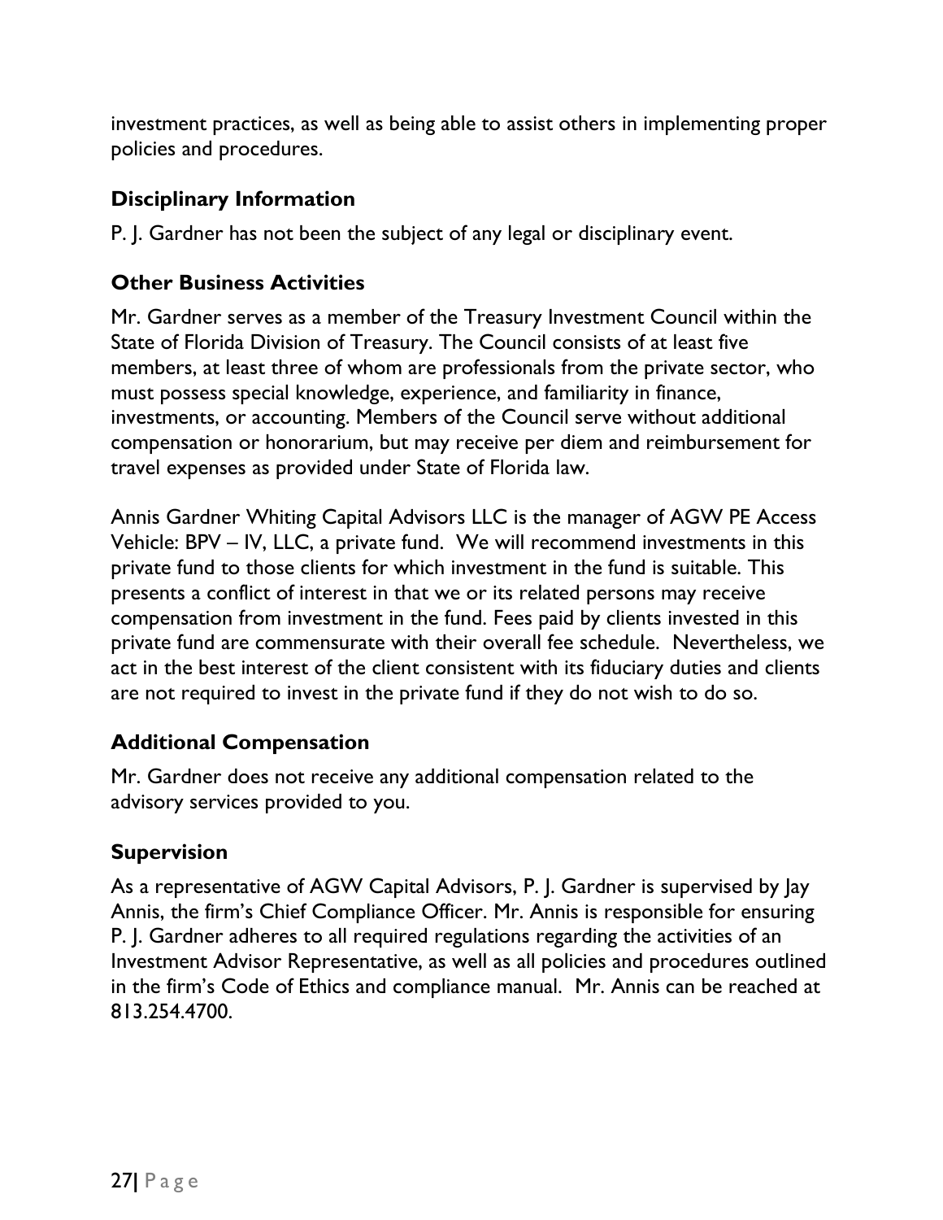investment practices, as well as being able to assist others in implementing proper policies and procedures.

### Disciplinary Information

P. J. Gardner has not been the subject of any legal or disciplinary event.

### Other Business Activities

Mr. Gardner serves as a member of the Treasury Investment Council within the State of Florida Division of Treasury. The Council consists of at least five members, at least three of whom are professionals from the private sector, who must possess special knowledge, experience, and familiarity in finance, investments, or accounting. Members of the Council serve without additional compensation or honorarium, but may receive per diem and reimbursement for travel expenses as provided under State of Florida law.

Annis Gardner Whiting Capital Advisors LLC is the manager of AGW PE Access Vehicle: BPV – IV, LLC, a private fund. We will recommend investments in this private fund to those clients for which investment in the fund is suitable. This presents a conflict of interest in that we or its related persons may receive compensation from investment in the fund. Fees paid by clients invested in this private fund are commensurate with their overall fee schedule. Nevertheless, we act in the best interest of the client consistent with its fiduciary duties and clients are not required to invest in the private fund if they do not wish to do so.

### Additional Compensation

Mr. Gardner does not receive any additional compensation related to the advisory services provided to you.

### Supervision

As a representative of AGW Capital Advisors, P. J. Gardner is supervised by Jay Annis, the firm's Chief Compliance Officer. Mr. Annis is responsible for ensuring P. J. Gardner adheres to all required regulations regarding the activities of an Investment Advisor Representative, as well as all policies and procedures outlined in the firm's Code of Ethics and compliance manual. Mr. Annis can be reached at 813.254.4700.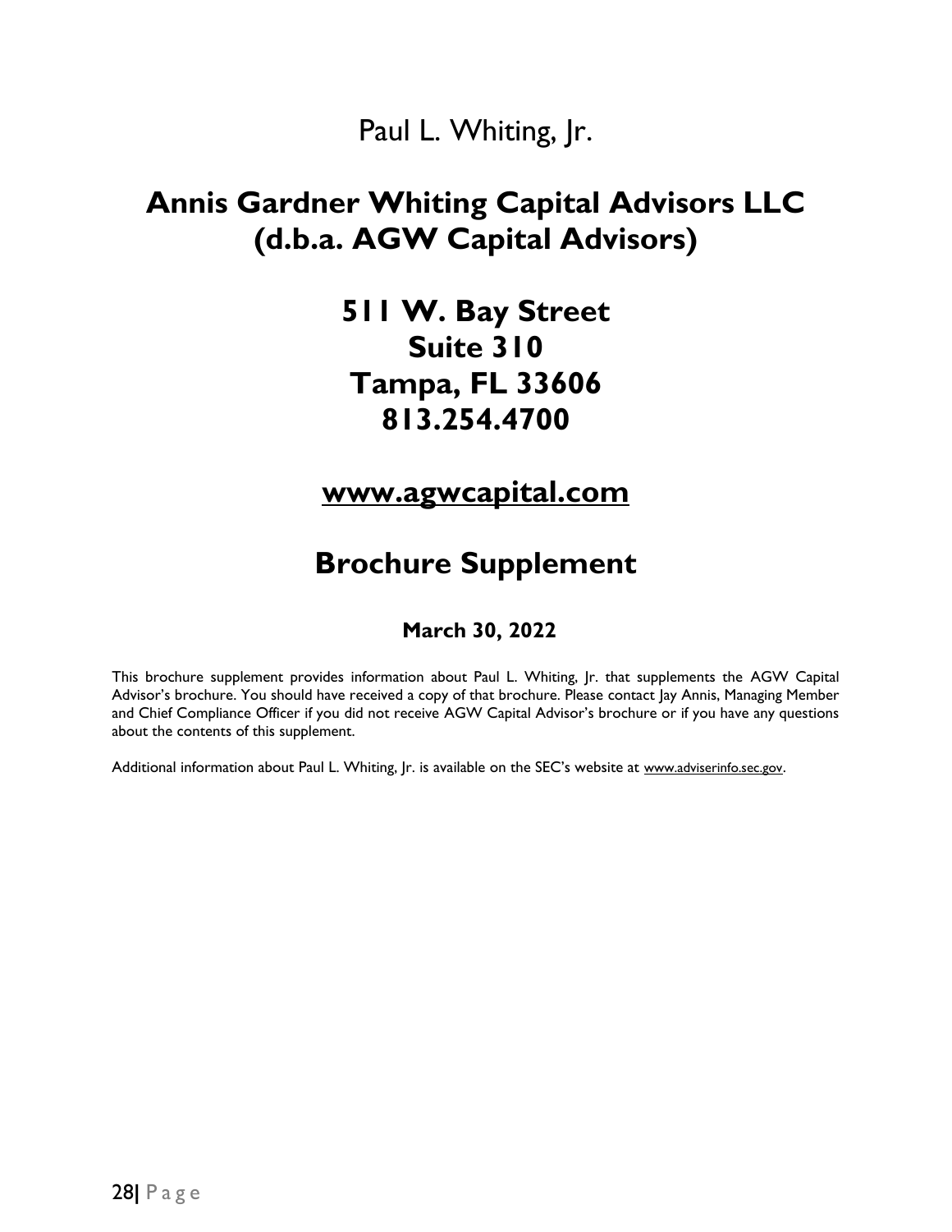Paul L. Whiting, Jr.

# Annis Gardner Whiting Capital Advisors LLC (d.b.a. AGW Capital Advisors)

## 511 W. Bay Street
## Suite 310
## Tampa, FL 33606
## 813.254.4700

## www.agwcapital.com

# Brochure Supplement

**March 30, 2022**

This brochure supplement provides information about Paul L. Whiting, Jr. that supplements the AGW Capital Advisor's brochure. You should have received a copy of that brochure. Please contact Jay Annis, Managing Member and Chief Compliance Officer if you did not receive AGW Capital Advisor's brochure or if you have any questions about the contents of this supplement.

Additional information about Paul L. Whiting, Jr. is available on the SEC's website at www.adviserinfo.sec.gov.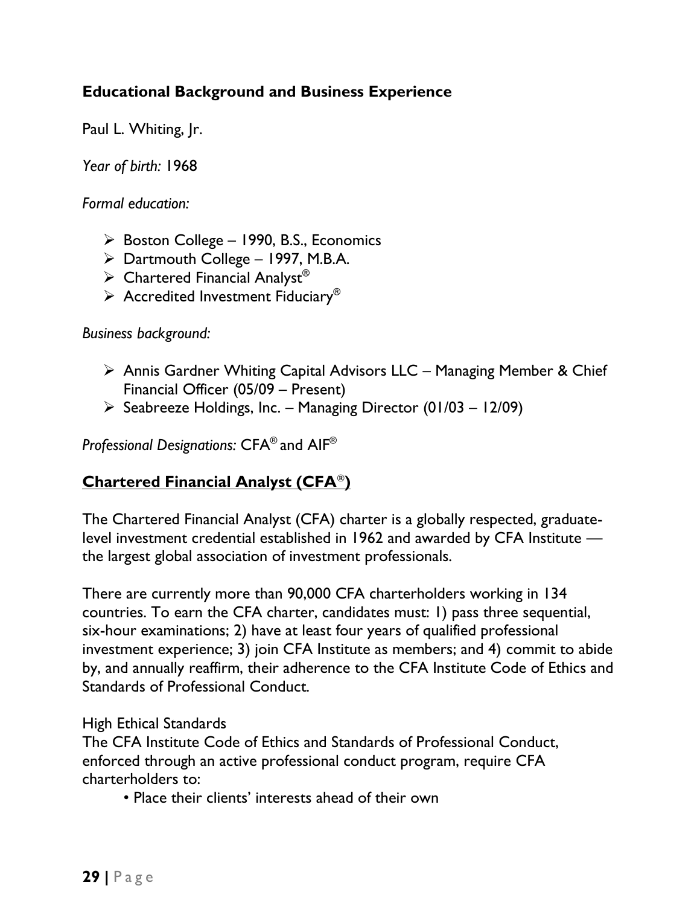### Educational Background and Business Experience

Paul L. Whiting, Jr.

*Year of birth:* 1968

*Formal education:*

- Boston College – 1990, B.S., Economics
- Dartmouth College – 1997, M.B.A.
- Chartered Financial Analyst®
- Accredited Investment Fiduciary®

*Business background:*

- Annis Gardner Whiting Capital Advisors LLC – Managing Member & Chief Financial Officer (05/09 – Present)
- Seabreeze Holdings, Inc. – Managing Director (01/03 – 12/09)

*Professional Designations:* CFA® and AIF®

### Chartered Financial Analyst (CFA®)

The Chartered Financial Analyst (CFA) charter is a globally respected, graduate-level investment credential established in 1962 and awarded by CFA Institute — the largest global association of investment professionals.

There are currently more than 90,000 CFA charterholders working in 134 countries. To earn the CFA charter, candidates must: 1) pass three sequential, six-hour examinations; 2) have at least four years of qualified professional investment experience; 3) join CFA Institute as members; and 4) commit to abide by, and annually reaffirm, their adherence to the CFA Institute Code of Ethics and Standards of Professional Conduct.

High Ethical Standards
The CFA Institute Code of Ethics and Standards of Professional Conduct, enforced through an active professional conduct program, require CFA charterholders to:

- Place their clients' interests ahead of their own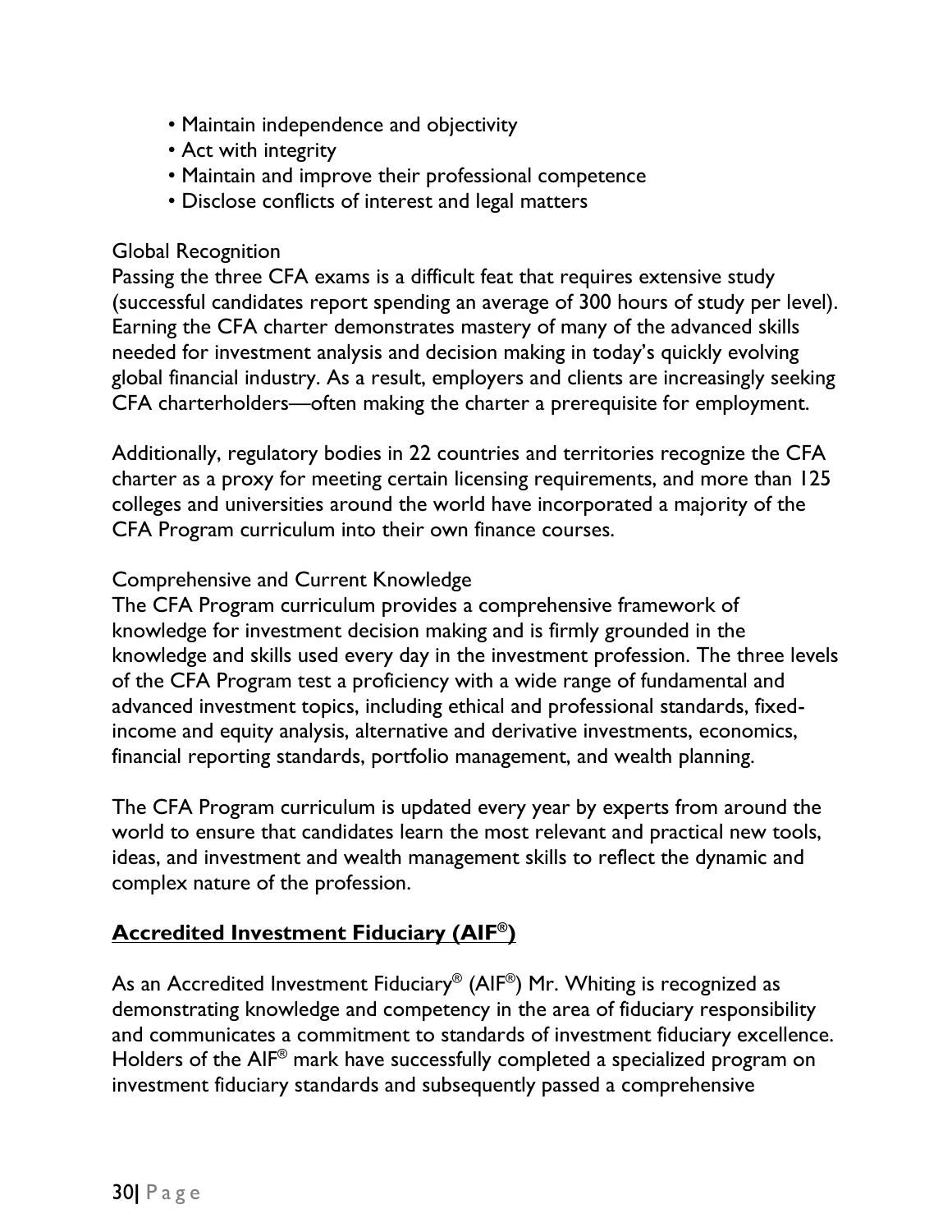- Maintain independence and objectivity
- Act with integrity
- Maintain and improve their professional competence
- Disclose conflicts of interest and legal matters

Global Recognition
Passing the three CFA exams is a difficult feat that requires extensive study (successful candidates report spending an average of 300 hours of study per level). Earning the CFA charter demonstrates mastery of many of the advanced skills needed for investment analysis and decision making in today's quickly evolving global financial industry. As a result, employers and clients are increasingly seeking CFA charterholders—often making the charter a prerequisite for employment.

Additionally, regulatory bodies in 22 countries and territories recognize the CFA charter as a proxy for meeting certain licensing requirements, and more than 125 colleges and universities around the world have incorporated a majority of the CFA Program curriculum into their own finance courses.

Comprehensive and Current Knowledge
The CFA Program curriculum provides a comprehensive framework of knowledge for investment decision making and is firmly grounded in the knowledge and skills used every day in the investment profession. The three levels of the CFA Program test a proficiency with a wide range of fundamental and advanced investment topics, including ethical and professional standards, fixed-income and equity analysis, alternative and derivative investments, economics, financial reporting standards, portfolio management, and wealth planning.

The CFA Program curriculum is updated every year by experts from around the world to ensure that candidates learn the most relevant and practical new tools, ideas, and investment and wealth management skills to reflect the dynamic and complex nature of the profession.

## Accredited Investment Fiduciary (AIF®)

As an Accredited Investment Fiduciary® (AIF®) Mr. Whiting is recognized as demonstrating knowledge and competency in the area of fiduciary responsibility and communicates a commitment to standards of investment fiduciary excellence. Holders of the AIF® mark have successfully completed a specialized program on investment fiduciary standards and subsequently passed a comprehensive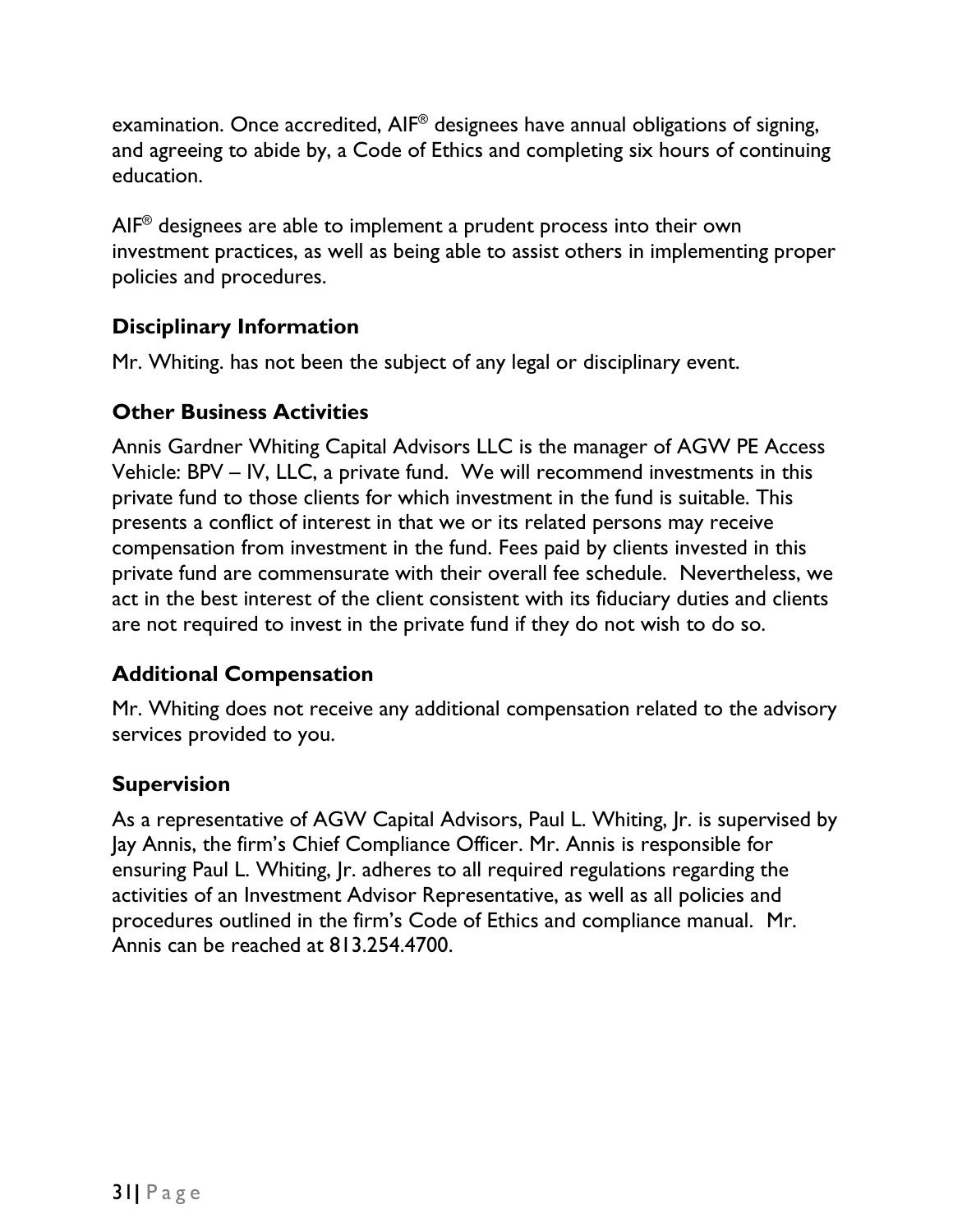examination. Once accredited, AIF® designees have annual obligations of signing, and agreeing to abide by, a Code of Ethics and completing six hours of continuing education.

AIF® designees are able to implement a prudent process into their own investment practices, as well as being able to assist others in implementing proper policies and procedures.

### Disciplinary Information

Mr. Whiting. has not been the subject of any legal or disciplinary event.

### Other Business Activities

Annis Gardner Whiting Capital Advisors LLC is the manager of AGW PE Access Vehicle: BPV – IV, LLC, a private fund. We will recommend investments in this private fund to those clients for which investment in the fund is suitable. This presents a conflict of interest in that we or its related persons may receive compensation from investment in the fund. Fees paid by clients invested in this private fund are commensurate with their overall fee schedule. Nevertheless, we act in the best interest of the client consistent with its fiduciary duties and clients are not required to invest in the private fund if they do not wish to do so.

### Additional Compensation

Mr. Whiting does not receive any additional compensation related to the advisory services provided to you.

### Supervision

As a representative of AGW Capital Advisors, Paul L. Whiting, Jr. is supervised by Jay Annis, the firm's Chief Compliance Officer. Mr. Annis is responsible for ensuring Paul L. Whiting, Jr. adheres to all required regulations regarding the activities of an Investment Advisor Representative, as well as all policies and procedures outlined in the firm's Code of Ethics and compliance manual. Mr. Annis can be reached at 813.254.4700.